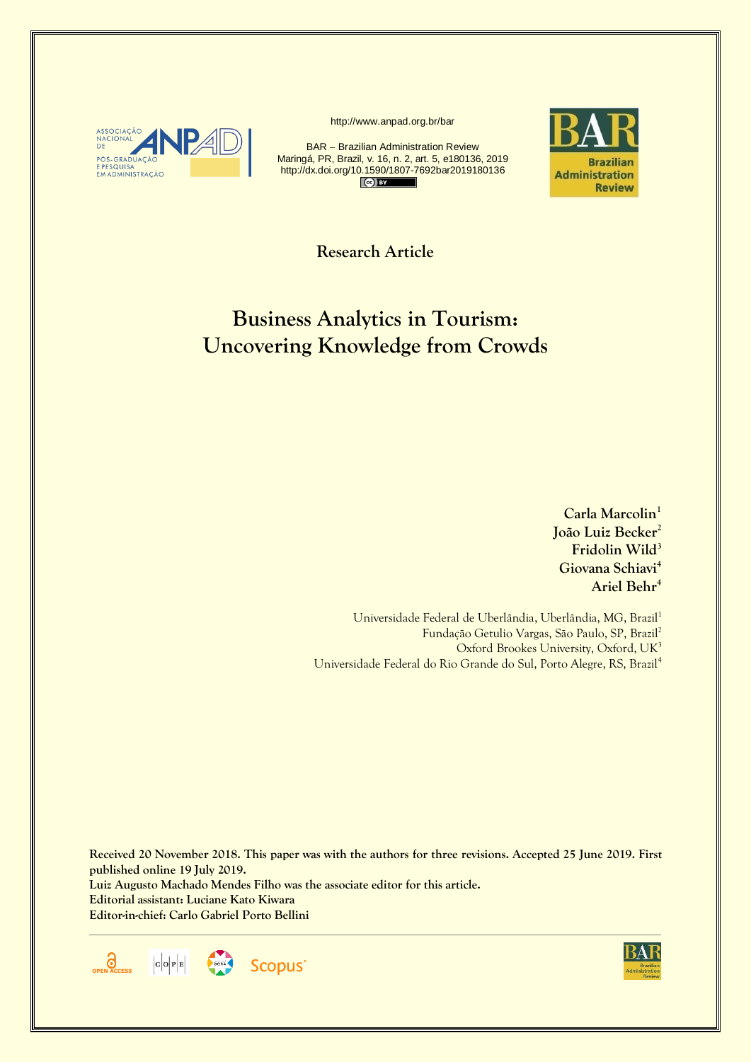http://www.anpad.org.br/bar

BAR – Brazilian Administration Review
Maringá, PR, Brazil, v. 16, n. 2, art. 5, e180136, 2019
http://dx.doi.org/10.1590/1807-7692bar2019180136

**Research Article**

# Business Analytics in Tourism: Uncovering Knowledge from Crowds

**Carla Marcolin[1]**
**João Luiz Becker[2]**
**Fridolin Wild[3]**
**Giovana Schiavi[4]**
**Ariel Behr[4]**

Universidade Federal de Uberlândia, Uberlândia, MG, Brazil[1]
Fundação Getulio Vargas, São Paulo, SP, Brazil[2]
Oxford Brookes University, Oxford, UK[3]
Universidade Federal do Rio Grande do Sul, Porto Alegre, RS, Brazil[4]

**Received 20 November 2018. This paper was with the authors for three revisions. Accepted 25 June 2019. First published online 19 July 2019.**
**Luiz Augusto Machado Mendes Filho was the associate editor for this article.**
**Editorial assistant: Luciane Kato Kiwara**
**Editor-in-chief: Carlo Gabriel Porto Bellini**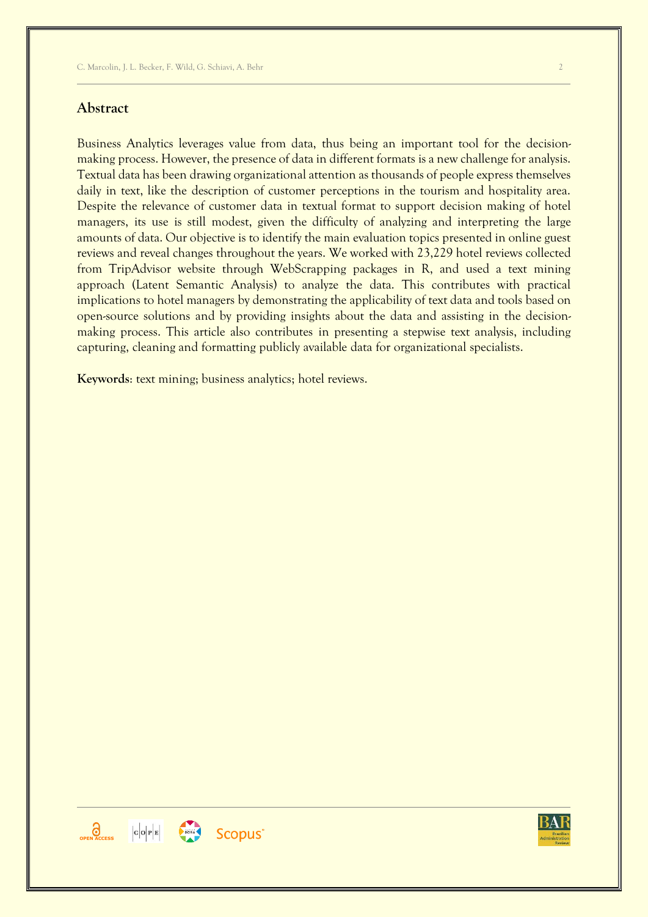## Abstract

Business Analytics leverages value from data, thus being an important tool for the decision-making process. However, the presence of data in different formats is a new challenge for analysis. Textual data has been drawing organizational attention as thousands of people express themselves daily in text, like the description of customer perceptions in the tourism and hospitality area. Despite the relevance of customer data in textual format to support decision making of hotel managers, its use is still modest, given the difficulty of analyzing and interpreting the large amounts of data. Our objective is to identify the main evaluation topics presented in online guest reviews and reveal changes throughout the years. We worked with 23,229 hotel reviews collected from TripAdvisor website through WebScrapping packages in R, and used a text mining approach (Latent Semantic Analysis) to analyze the data. This contributes with practical implications to hotel managers by demonstrating the applicability of text data and tools based on open-source solutions and by providing insights about the data and assisting in the decision-making process. This article also contributes in presenting a stepwise text analysis, including capturing, cleaning and formatting publicly available data for organizational specialists.

**Keywords**: text mining; business analytics; hotel reviews.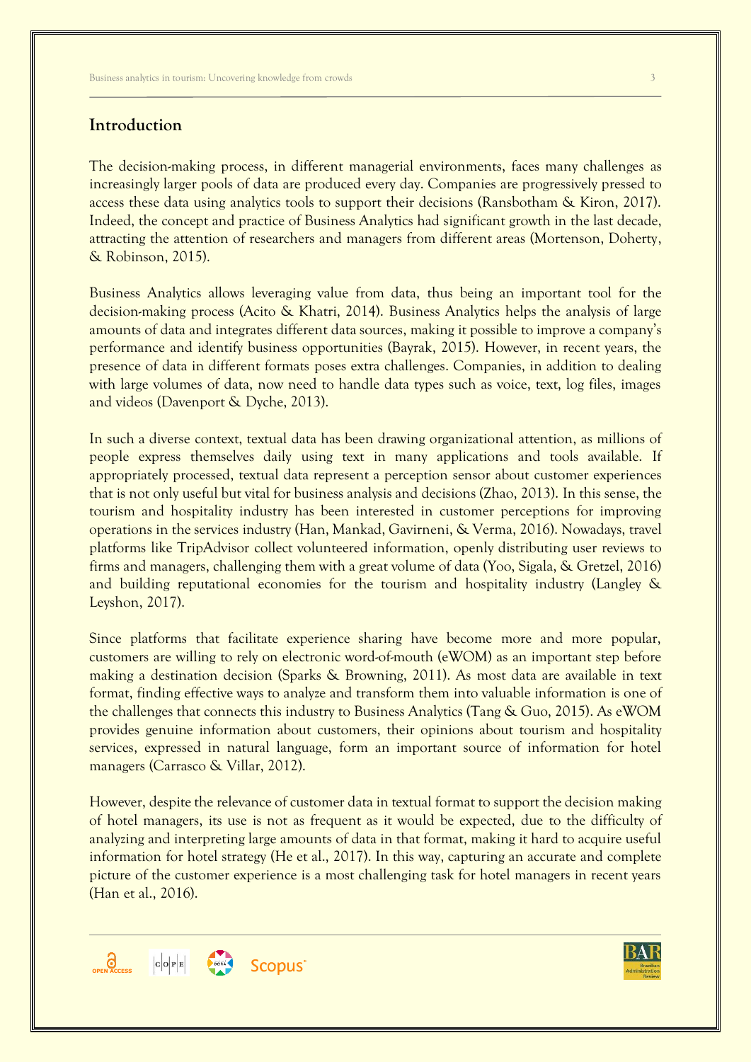## Introduction

The decision-making process, in different managerial environments, faces many challenges as increasingly larger pools of data are produced every day. Companies are progressively pressed to access these data using analytics tools to support their decisions (Ransbotham & Kiron, 2017). Indeed, the concept and practice of Business Analytics had significant growth in the last decade, attracting the attention of researchers and managers from different areas (Mortenson, Doherty, & Robinson, 2015).

Business Analytics allows leveraging value from data, thus being an important tool for the decision-making process (Acito & Khatri, 2014). Business Analytics helps the analysis of large amounts of data and integrates different data sources, making it possible to improve a company's performance and identify business opportunities (Bayrak, 2015). However, in recent years, the presence of data in different formats poses extra challenges. Companies, in addition to dealing with large volumes of data, now need to handle data types such as voice, text, log files, images and videos (Davenport & Dyche, 2013).

In such a diverse context, textual data has been drawing organizational attention, as millions of people express themselves daily using text in many applications and tools available. If appropriately processed, textual data represent a perception sensor about customer experiences that is not only useful but vital for business analysis and decisions (Zhao, 2013). In this sense, the tourism and hospitality industry has been interested in customer perceptions for improving operations in the services industry (Han, Mankad, Gavirneni, & Verma, 2016). Nowadays, travel platforms like TripAdvisor collect volunteered information, openly distributing user reviews to firms and managers, challenging them with a great volume of data (Yoo, Sigala, & Gretzel, 2016) and building reputational economies for the tourism and hospitality industry (Langley & Leyshon, 2017).

Since platforms that facilitate experience sharing have become more and more popular, customers are willing to rely on electronic word-of-mouth (eWOM) as an important step before making a destination decision (Sparks & Browning, 2011). As most data are available in text format, finding effective ways to analyze and transform them into valuable information is one of the challenges that connects this industry to Business Analytics (Tang & Guo, 2015). As eWOM provides genuine information about customers, their opinions about tourism and hospitality services, expressed in natural language, form an important source of information for hotel managers (Carrasco & Villar, 2012).

However, despite the relevance of customer data in textual format to support the decision making of hotel managers, its use is not as frequent as it would be expected, due to the difficulty of analyzing and interpreting large amounts of data in that format, making it hard to acquire useful information for hotel strategy (He et al., 2017). In this way, capturing an accurate and complete picture of the customer experience is a most challenging task for hotel managers in recent years (Han et al., 2016).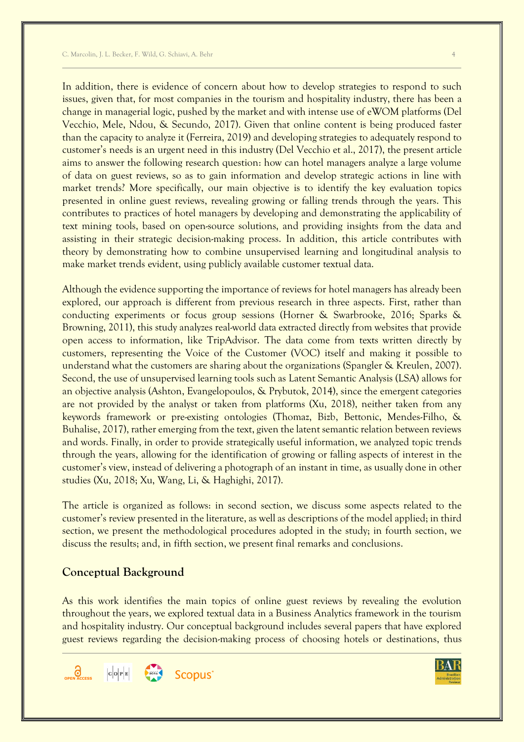In addition, there is evidence of concern about how to develop strategies to respond to such issues, given that, for most companies in the tourism and hospitality industry, there has been a change in managerial logic, pushed by the market and with intense use of eWOM platforms (Del Vecchio, Mele, Ndou, & Secundo, 2017). Given that online content is being produced faster than the capacity to analyze it (Ferreira, 2019) and developing strategies to adequately respond to customer's needs is an urgent need in this industry (Del Vecchio et al., 2017), the present article aims to answer the following research question: how can hotel managers analyze a large volume of data on guest reviews, so as to gain information and develop strategic actions in line with market trends? More specifically, our main objective is to identify the key evaluation topics presented in online guest reviews, revealing growing or falling trends through the years. This contributes to practices of hotel managers by developing and demonstrating the applicability of text mining tools, based on open-source solutions, and providing insights from the data and assisting in their strategic decision-making process. In addition, this article contributes with theory by demonstrating how to combine unsupervised learning and longitudinal analysis to make market trends evident, using publicly available customer textual data.

Although the evidence supporting the importance of reviews for hotel managers has already been explored, our approach is different from previous research in three aspects. First, rather than conducting experiments or focus group sessions (Horner & Swarbrooke, 2016; Sparks & Browning, 2011), this study analyzes real-world data extracted directly from websites that provide open access to information, like TripAdvisor. The data come from texts written directly by customers, representing the Voice of the Customer (VOC) itself and making it possible to understand what the customers are sharing about the organizations (Spangler & Kreulen, 2007). Second, the use of unsupervised learning tools such as Latent Semantic Analysis (LSA) allows for an objective analysis (Ashton, Evangelopoulos, & Prybutok, 2014), since the emergent categories are not provided by the analyst or taken from platforms (Xu, 2018), neither taken from any keywords framework or pre-existing ontologies (Thomaz, Bizb, Bettonic, Mendes-Filho, & Buhalise, 2017), rather emerging from the text, given the latent semantic relation between reviews and words. Finally, in order to provide strategically useful information, we analyzed topic trends through the years, allowing for the identification of growing or falling aspects of interest in the customer's view, instead of delivering a photograph of an instant in time, as usually done in other studies (Xu, 2018; Xu, Wang, Li, & Haghighi, 2017).

The article is organized as follows: in second section, we discuss some aspects related to the customer's review presented in the literature, as well as descriptions of the model applied; in third section, we present the methodological procedures adopted in the study; in fourth section, we discuss the results; and, in fifth section, we present final remarks and conclusions.

## Conceptual Background

As this work identifies the main topics of online guest reviews by revealing the evolution throughout the years, we explored textual data in a Business Analytics framework in the tourism and hospitality industry. Our conceptual background includes several papers that have explored guest reviews regarding the decision-making process of choosing hotels or destinations, thus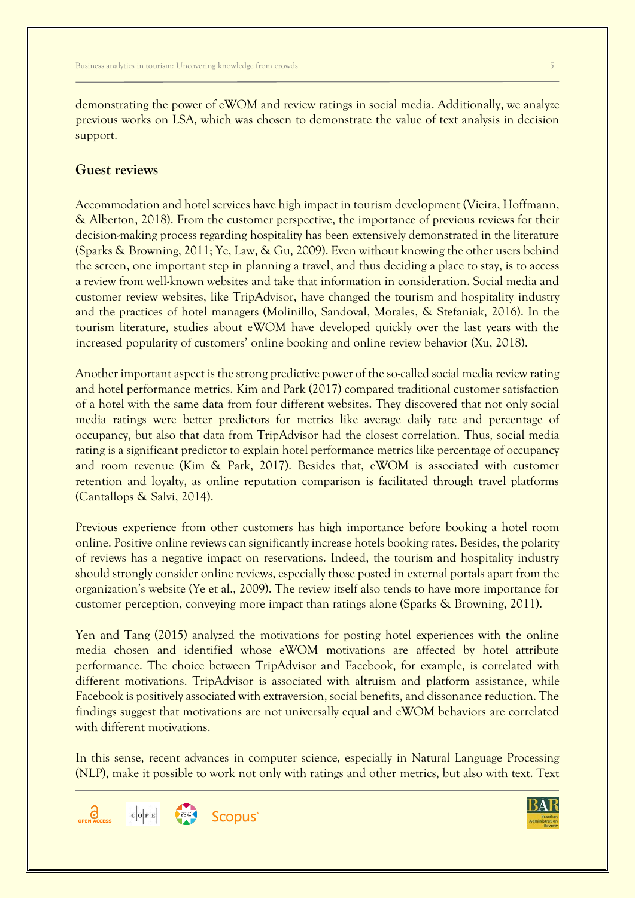demonstrating the power of eWOM and review ratings in social media. Additionally, we analyze previous works on LSA, which was chosen to demonstrate the value of text analysis in decision support.

## Guest reviews

Accommodation and hotel services have high impact in tourism development (Vieira, Hoffmann, & Alberton, 2018). From the customer perspective, the importance of previous reviews for their decision-making process regarding hospitality has been extensively demonstrated in the literature (Sparks & Browning, 2011; Ye, Law, & Gu, 2009). Even without knowing the other users behind the screen, one important step in planning a travel, and thus deciding a place to stay, is to access a review from well-known websites and take that information in consideration. Social media and customer review websites, like TripAdvisor, have changed the tourism and hospitality industry and the practices of hotel managers (Molinillo, Sandoval, Morales, & Stefaniak, 2016). In the tourism literature, studies about eWOM have developed quickly over the last years with the increased popularity of customers' online booking and online review behavior (Xu, 2018).

Another important aspect is the strong predictive power of the so-called social media review rating and hotel performance metrics. Kim and Park (2017) compared traditional customer satisfaction of a hotel with the same data from four different websites. They discovered that not only social media ratings were better predictors for metrics like average daily rate and percentage of occupancy, but also that data from TripAdvisor had the closest correlation. Thus, social media rating is a significant predictor to explain hotel performance metrics like percentage of occupancy and room revenue (Kim & Park, 2017). Besides that, eWOM is associated with customer retention and loyalty, as online reputation comparison is facilitated through travel platforms (Cantallops & Salvi, 2014).

Previous experience from other customers has high importance before booking a hotel room online. Positive online reviews can significantly increase hotels booking rates. Besides, the polarity of reviews has a negative impact on reservations. Indeed, the tourism and hospitality industry should strongly consider online reviews, especially those posted in external portals apart from the organization's website (Ye et al., 2009). The review itself also tends to have more importance for customer perception, conveying more impact than ratings alone (Sparks & Browning, 2011).

Yen and Tang (2015) analyzed the motivations for posting hotel experiences with the online media chosen and identified whose eWOM motivations are affected by hotel attribute performance. The choice between TripAdvisor and Facebook, for example, is correlated with different motivations. TripAdvisor is associated with altruism and platform assistance, while Facebook is positively associated with extraversion, social benefits, and dissonance reduction. The findings suggest that motivations are not universally equal and eWOM behaviors are correlated with different motivations.

In this sense, recent advances in computer science, especially in Natural Language Processing (NLP), make it possible to work not only with ratings and other metrics, but also with text. Text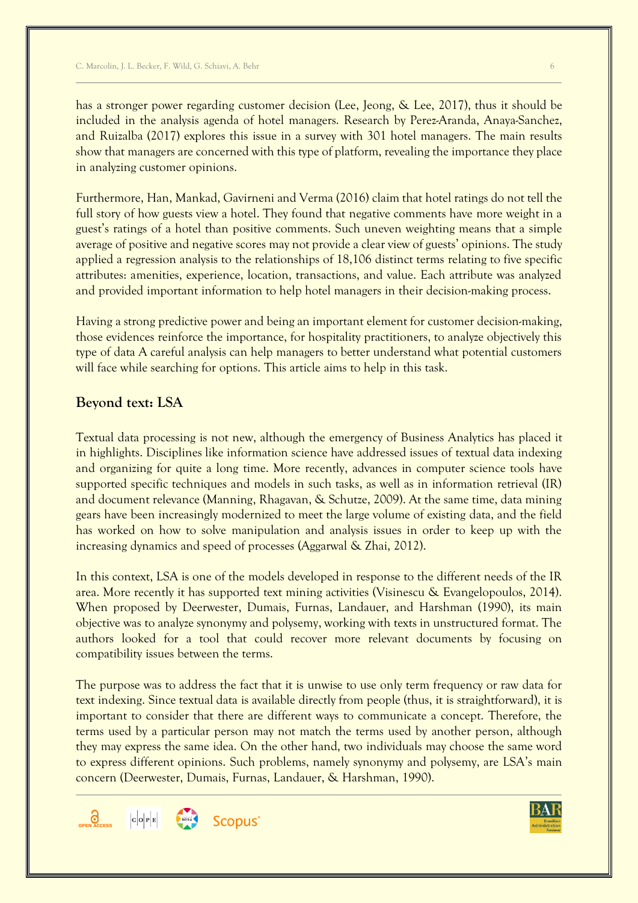has a stronger power regarding customer decision (Lee, Jeong, & Lee, 2017), thus it should be included in the analysis agenda of hotel managers. Research by Perez-Aranda, Anaya-Sanchez, and Ruizalba (2017) explores this issue in a survey with 301 hotel managers. The main results show that managers are concerned with this type of platform, revealing the importance they place in analyzing customer opinions.

Furthermore, Han, Mankad, Gavirneni and Verma (2016) claim that hotel ratings do not tell the full story of how guests view a hotel. They found that negative comments have more weight in a guest's ratings of a hotel than positive comments. Such uneven weighting means that a simple average of positive and negative scores may not provide a clear view of guests' opinions. The study applied a regression analysis to the relationships of 18,106 distinct terms relating to five specific attributes: amenities, experience, location, transactions, and value. Each attribute was analyzed and provided important information to help hotel managers in their decision-making process.

Having a strong predictive power and being an important element for customer decision-making, those evidences reinforce the importance, for hospitality practitioners, to analyze objectively this type of data A careful analysis can help managers to better understand what potential customers will face while searching for options. This article aims to help in this task.

## Beyond text: LSA

Textual data processing is not new, although the emergency of Business Analytics has placed it in highlights. Disciplines like information science have addressed issues of textual data indexing and organizing for quite a long time. More recently, advances in computer science tools have supported specific techniques and models in such tasks, as well as in information retrieval (IR) and document relevance (Manning, Rhagavan, & Schutze, 2009). At the same time, data mining gears have been increasingly modernized to meet the large volume of existing data, and the field has worked on how to solve manipulation and analysis issues in order to keep up with the increasing dynamics and speed of processes (Aggarwal & Zhai, 2012).

In this context, LSA is one of the models developed in response to the different needs of the IR area. More recently it has supported text mining activities (Visinescu & Evangelopoulos, 2014). When proposed by Deerwester, Dumais, Furnas, Landauer, and Harshman (1990), its main objective was to analyze synonymy and polysemy, working with texts in unstructured format. The authors looked for a tool that could recover more relevant documents by focusing on compatibility issues between the terms.

The purpose was to address the fact that it is unwise to use only term frequency or raw data for text indexing. Since textual data is available directly from people (thus, it is straightforward), it is important to consider that there are different ways to communicate a concept. Therefore, the terms used by a particular person may not match the terms used by another person, although they may express the same idea. On the other hand, two individuals may choose the same word to express different opinions. Such problems, namely synonymy and polysemy, are LSA's main concern (Deerwester, Dumais, Furnas, Landauer, & Harshman, 1990).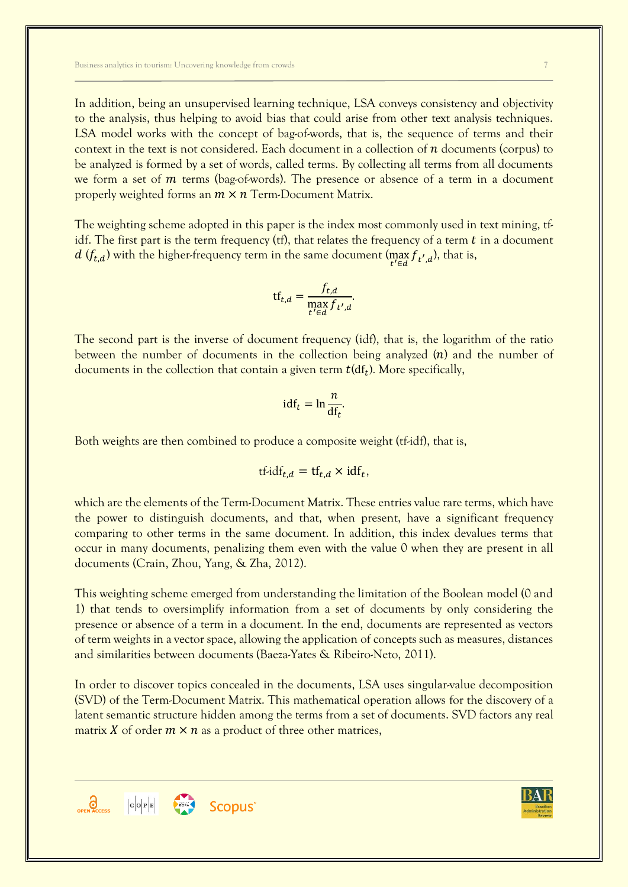In addition, being an unsupervised learning technique, LSA conveys consistency and objectivity to the analysis, thus helping to avoid bias that could arise from other text analysis techniques. LSA model works with the concept of bag-of-words, that is, the sequence of terms and their context in the text is not considered. Each document in a collection of $n$ documents (corpus) to be analyzed is formed by a set of words, called terms. By collecting all terms from all documents we form a set of $m$ terms (bag-of-words). The presence or absence of a term in a document properly weighted forms an $m \times n$ Term-Document Matrix.

The weighting scheme adopted in this paper is the index most commonly used in text mining, tf-idf. The first part is the term frequency (tf), that relates the frequency of a term $t$ in a document $d$ ($f_{t,d}$) with the higher-frequency term in the same document ($\max_{t' \in d} f_{t',d}$), that is,

$$\text{tf}_{t,d} = \frac{f_{t,d}}{\max_{t' \in d} f_{t',d}}.$$

The second part is the inverse of document frequency (idf), that is, the logarithm of the ratio between the number of documents in the collection being analyzed ($n$) and the number of documents in the collection that contain a given term $t$($\text{df}_t$). More specifically,

$$\text{idf}_t = \ln \frac{n}{\text{df}_t}.$$

Both weights are then combined to produce a composite weight (tf-idf), that is,

$$\text{tf-idf}_{t,d} = \text{tf}_{t,d} \times \text{idf}_t,$$

which are the elements of the Term-Document Matrix. These entries value rare terms, which have the power to distinguish documents, and that, when present, have a significant frequency comparing to other terms in the same document. In addition, this index devalues terms that occur in many documents, penalizing them even with the value 0 when they are present in all documents (Crain, Zhou, Yang, & Zha, 2012).

This weighting scheme emerged from understanding the limitation of the Boolean model (0 and 1) that tends to oversimplify information from a set of documents by only considering the presence or absence of a term in a document. In the end, documents are represented as vectors of term weights in a vector space, allowing the application of concepts such as measures, distances and similarities between documents (Baeza-Yates & Ribeiro-Neto, 2011).

In order to discover topics concealed in the documents, LSA uses singular-value decomposition (SVD) of the Term-Document Matrix. This mathematical operation allows for the discovery of a latent semantic structure hidden among the terms from a set of documents. SVD factors any real matrix $X$ of order $m \times n$ as a product of three other matrices,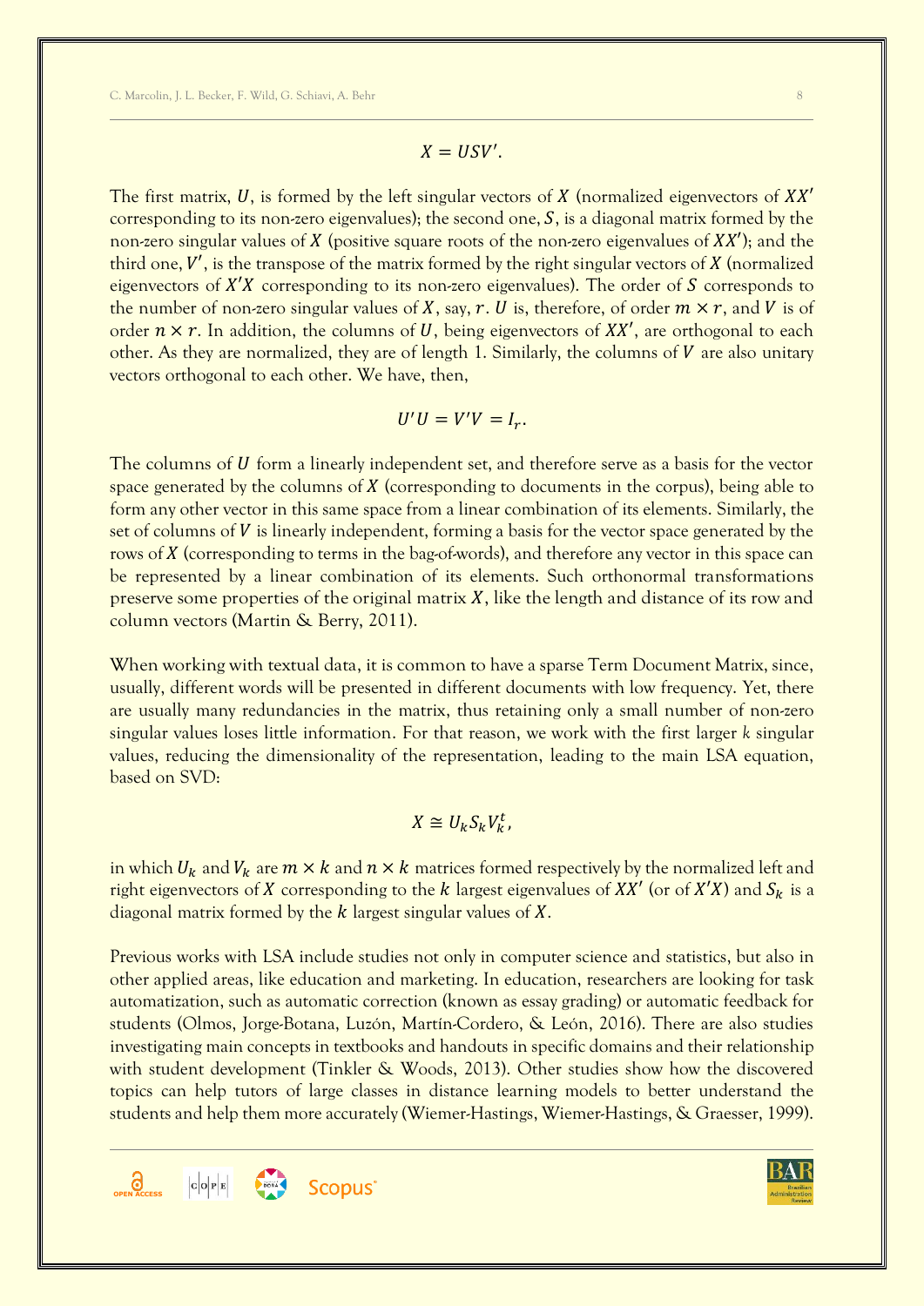$$X = USV'.$$

The first matrix, $U$, is formed by the left singular vectors of $X$ (normalized eigenvectors of $XX'$ corresponding to its non-zero eigenvalues); the second one, $S$, is a diagonal matrix formed by the non-zero singular values of $X$ (positive square roots of the non-zero eigenvalues of $XX'$); and the third one, $V'$, is the transpose of the matrix formed by the right singular vectors of $X$ (normalized eigenvectors of $X'X$ corresponding to its non-zero eigenvalues). The order of $S$ corresponds to the number of non-zero singular values of $X$, say, $r$. $U$ is, therefore, of order $m \times r$, and $V$ is of order $n \times r$. In addition, the columns of $U$, being eigenvectors of $XX'$, are orthogonal to each other. As they are normalized, they are of length 1. Similarly, the columns of $V$ are also unitary vectors orthogonal to each other. We have, then,

$$U'U = V'V = I_r.$$

The columns of $U$ form a linearly independent set, and therefore serve as a basis for the vector space generated by the columns of $X$ (corresponding to documents in the corpus), being able to form any other vector in this same space from a linear combination of its elements. Similarly, the set of columns of $V$ is linearly independent, forming a basis for the vector space generated by the rows of $X$ (corresponding to terms in the bag-of-words), and therefore any vector in this space can be represented by a linear combination of its elements. Such orthonormal transformations preserve some properties of the original matrix $X$, like the length and distance of its row and column vectors (Martin & Berry, 2011).

When working with textual data, it is common to have a sparse Term Document Matrix, since, usually, different words will be presented in different documents with low frequency. Yet, there are usually many redundancies in the matrix, thus retaining only a small number of non-zero singular values loses little information. For that reason, we work with the first larger $k$ singular values, reducing the dimensionality of the representation, leading to the main LSA equation, based on SVD:

$$X \cong U_k S_k V_k^t,$$

in which $U_k$ and $V_k$ are $m \times k$ and $n \times k$ matrices formed respectively by the normalized left and right eigenvectors of $X$ corresponding to the $k$ largest eigenvalues of $XX'$ (or of $X'X$) and $S_k$ is a diagonal matrix formed by the $k$ largest singular values of $X$.

Previous works with LSA include studies not only in computer science and statistics, but also in other applied areas, like education and marketing. In education, researchers are looking for task automatization, such as automatic correction (known as essay grading) or automatic feedback for students (Olmos, Jorge-Botana, Luzón, Martín-Cordero, & León, 2016). There are also studies investigating main concepts in textbooks and handouts in specific domains and their relationship with student development (Tinkler & Woods, 2013). Other studies show how the discovered topics can help tutors of large classes in distance learning models to better understand the students and help them more accurately (Wiemer-Hastings, Wiemer-Hastings, & Graesser, 1999).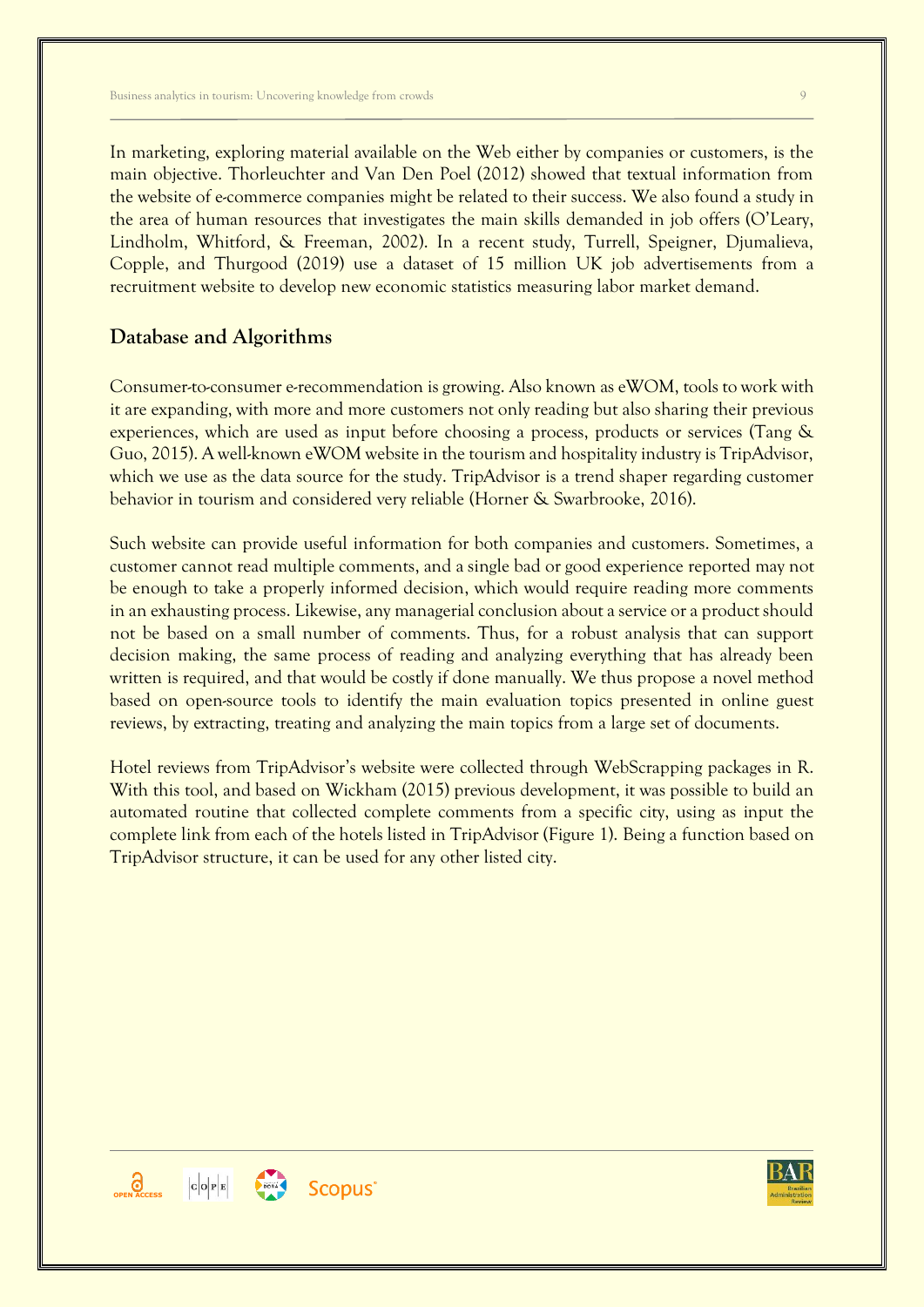In marketing, exploring material available on the Web either by companies or customers, is the main objective. Thorleuchter and Van Den Poel (2012) showed that textual information from the website of e-commerce companies might be related to their success. We also found a study in the area of human resources that investigates the main skills demanded in job offers (O'Leary, Lindholm, Whitford, & Freeman, 2002). In a recent study, Turrell, Speigner, Djumalieva, Copple, and Thurgood (2019) use a dataset of 15 million UK job advertisements from a recruitment website to develop new economic statistics measuring labor market demand.

## Database and Algorithms

Consumer-to-consumer e-recommendation is growing. Also known as eWOM, tools to work with it are expanding, with more and more customers not only reading but also sharing their previous experiences, which are used as input before choosing a process, products or services (Tang & Guo, 2015). A well-known eWOM website in the tourism and hospitality industry is TripAdvisor, which we use as the data source for the study. TripAdvisor is a trend shaper regarding customer behavior in tourism and considered very reliable (Horner & Swarbrooke, 2016).

Such website can provide useful information for both companies and customers. Sometimes, a customer cannot read multiple comments, and a single bad or good experience reported may not be enough to take a properly informed decision, which would require reading more comments in an exhausting process. Likewise, any managerial conclusion about a service or a product should not be based on a small number of comments. Thus, for a robust analysis that can support decision making, the same process of reading and analyzing everything that has already been written is required, and that would be costly if done manually. We thus propose a novel method based on open-source tools to identify the main evaluation topics presented in online guest reviews, by extracting, treating and analyzing the main topics from a large set of documents.

Hotel reviews from TripAdvisor's website were collected through WebScrapping packages in R. With this tool, and based on Wickham (2015) previous development, it was possible to build an automated routine that collected complete comments from a specific city, using as input the complete link from each of the hotels listed in TripAdvisor (Figure 1). Being a function based on TripAdvisor structure, it can be used for any other listed city.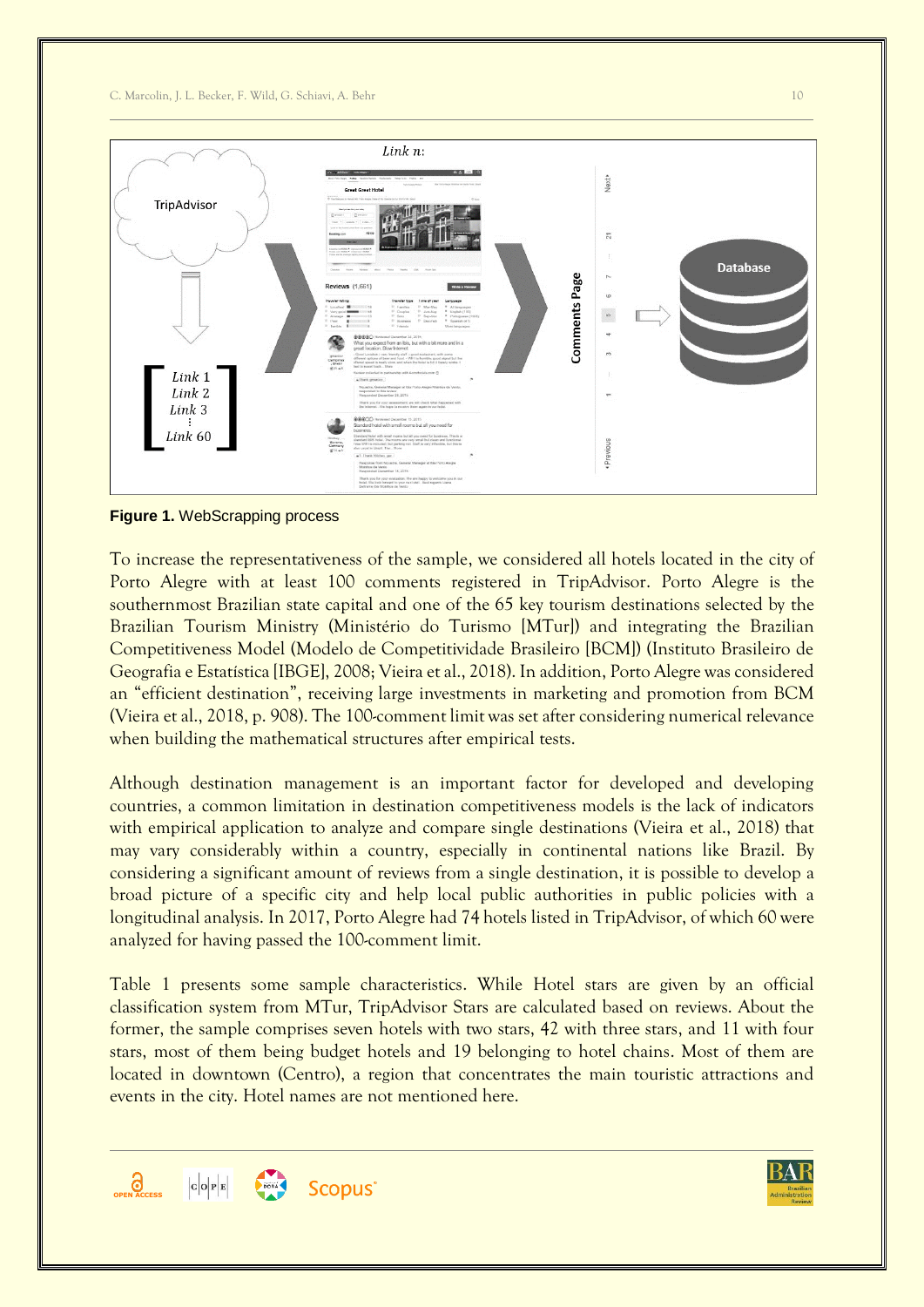**Figure 1.** WebScrapping process

To increase the representativeness of the sample, we considered all hotels located in the city of Porto Alegre with at least 100 comments registered in TripAdvisor. Porto Alegre is the southernmost Brazilian state capital and one of the 65 key tourism destinations selected by the Brazilian Tourism Ministry (Ministério do Turismo [MTur]) and integrating the Brazilian Competitiveness Model (Modelo de Competitividade Brasileiro [BCM]) (Instituto Brasileiro de Geografia e Estatística [IBGE], 2008; Vieira et al., 2018). In addition, Porto Alegre was considered an "efficient destination", receiving large investments in marketing and promotion from BCM (Vieira et al., 2018, p. 908). The 100-comment limit was set after considering numerical relevance when building the mathematical structures after empirical tests.

Although destination management is an important factor for developed and developing countries, a common limitation in destination competitiveness models is the lack of indicators with empirical application to analyze and compare single destinations (Vieira et al., 2018) that may vary considerably within a country, especially in continental nations like Brazil. By considering a significant amount of reviews from a single destination, it is possible to develop a broad picture of a specific city and help local public authorities in public policies with a longitudinal analysis. In 2017, Porto Alegre had 74 hotels listed in TripAdvisor, of which 60 were analyzed for having passed the 100-comment limit.

Table 1 presents some sample characteristics. While Hotel stars are given by an official classification system from MTur, TripAdvisor Stars are calculated based on reviews. About the former, the sample comprises seven hotels with two stars, 42 with three stars, and 11 with four stars, most of them being budget hotels and 19 belonging to hotel chains. Most of them are located in downtown (Centro), a region that concentrates the main touristic attractions and events in the city. Hotel names are not mentioned here.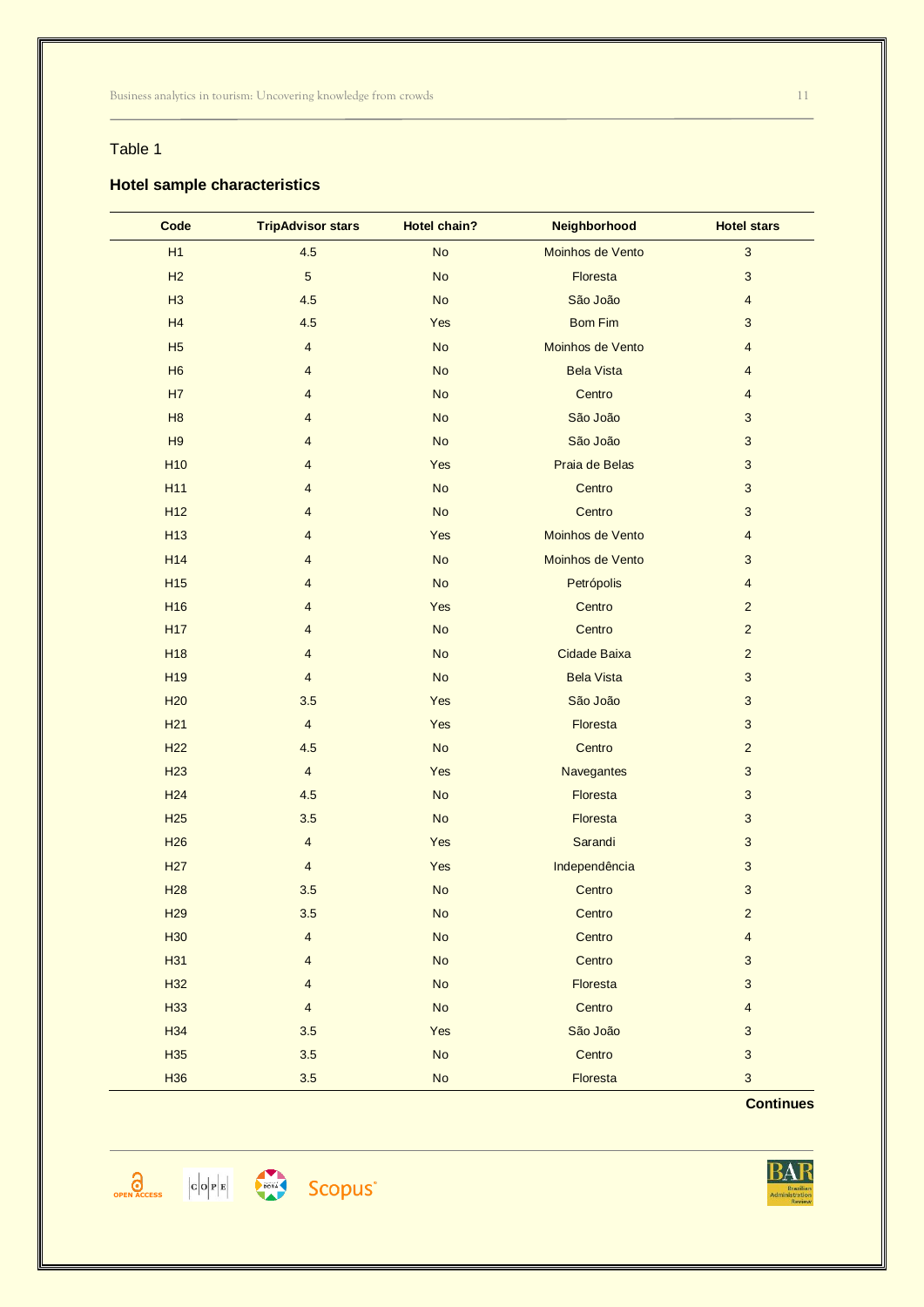Table 1

**Hotel sample characteristics**

| Code | TripAdvisor stars | Hotel chain? | Neighborhood | Hotel stars |
|---|---|---|---|---|
| H1 | 4.5 | No | Moinhos de Vento | 3 |
| H2 | 5 | No | Floresta | 3 |
| H3 | 4.5 | No | São João | 4 |
| H4 | 4.5 | Yes | Bom Fim | 3 |
| H5 | 4 | No | Moinhos de Vento | 4 |
| H6 | 4 | No | Bela Vista | 4 |
| H7 | 4 | No | Centro | 4 |
| H8 | 4 | No | São João | 3 |
| H9 | 4 | No | São João | 3 |
| H10 | 4 | Yes | Praia de Belas | 3 |
| H11 | 4 | No | Centro | 3 |
| H12 | 4 | No | Centro | 3 |
| H13 | 4 | Yes | Moinhos de Vento | 4 |
| H14 | 4 | No | Moinhos de Vento | 3 |
| H15 | 4 | No | Petrópolis | 4 |
| H16 | 4 | Yes | Centro | 2 |
| H17 | 4 | No | Centro | 2 |
| H18 | 4 | No | Cidade Baixa | 2 |
| H19 | 4 | No | Bela Vista | 3 |
| H20 | 3.5 | Yes | São João | 3 |
| H21 | 4 | Yes | Floresta | 3 |
| H22 | 4.5 | No | Centro | 2 |
| H23 | 4 | Yes | Navegantes | 3 |
| H24 | 4.5 | No | Floresta | 3 |
| H25 | 3.5 | No | Floresta | 3 |
| H26 | 4 | Yes | Sarandi | 3 |
| H27 | 4 | Yes | Independência | 3 |
| H28 | 3.5 | No | Centro | 3 |
| H29 | 3.5 | No | Centro | 2 |
| H30 | 4 | No | Centro | 4 |
| H31 | 4 | No | Centro | 3 |
| H32 | 4 | No | Floresta | 3 |
| H33 | 4 | No | Centro | 4 |
| H34 | 3.5 | Yes | São João | 3 |
| H35 | 3.5 | No | Centro | 3 |
| H36 | 3.5 | No | Floresta | 3 |

**Continues**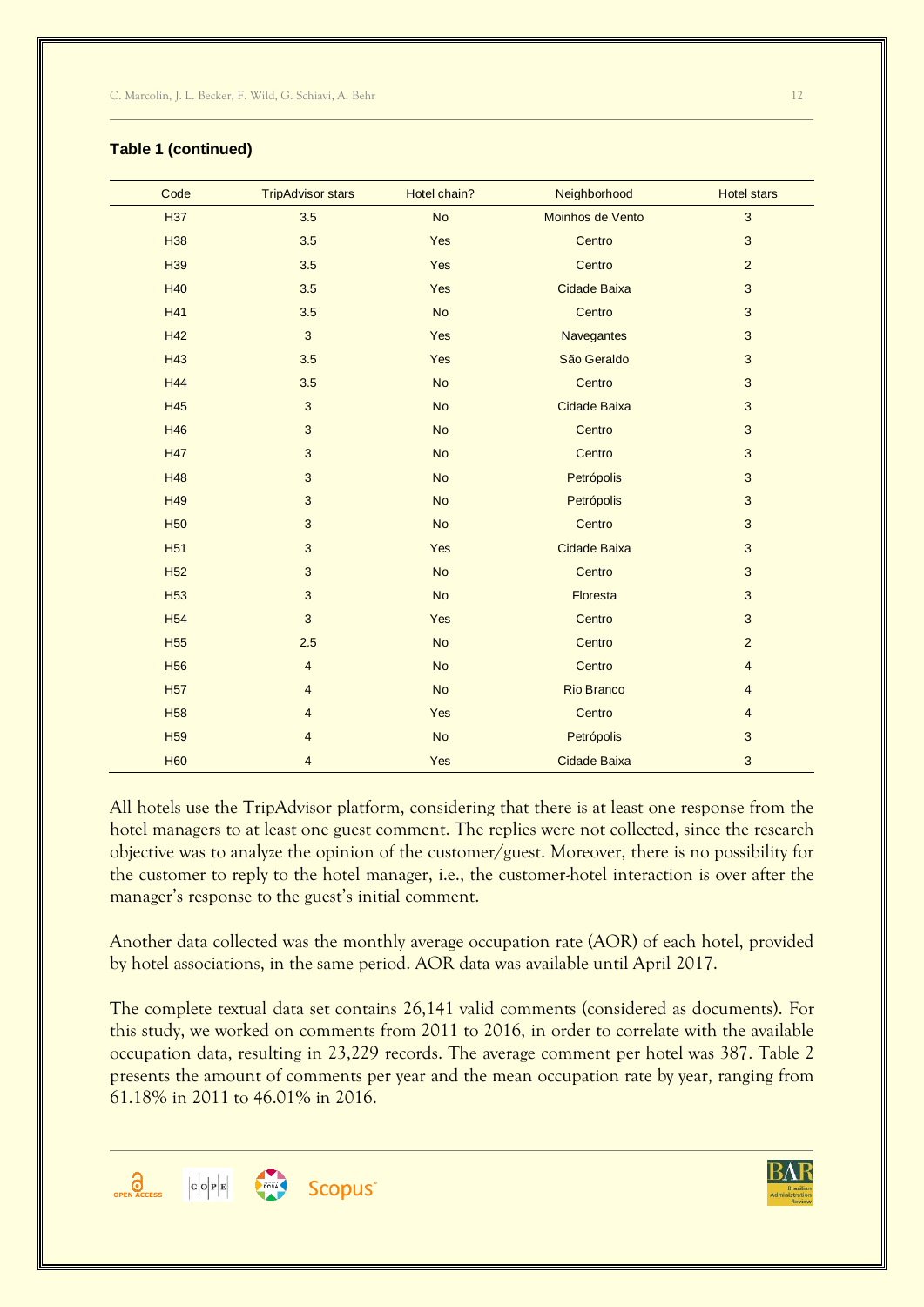**Table 1 (continued)**

| Code | TripAdvisor stars | Hotel chain? | Neighborhood | Hotel stars |
|---|---|---|---|---|
| H37 | 3.5 | No | Moinhos de Vento | 3 |
| H38 | 3.5 | Yes | Centro | 3 |
| H39 | 3.5 | Yes | Centro | 2 |
| H40 | 3.5 | Yes | Cidade Baixa | 3 |
| H41 | 3.5 | No | Centro | 3 |
| H42 | 3 | Yes | Navegantes | 3 |
| H43 | 3.5 | Yes | São Geraldo | 3 |
| H44 | 3.5 | No | Centro | 3 |
| H45 | 3 | No | Cidade Baixa | 3 |
| H46 | 3 | No | Centro | 3 |
| H47 | 3 | No | Centro | 3 |
| H48 | 3 | No | Petrópolis | 3 |
| H49 | 3 | No | Petrópolis | 3 |
| H50 | 3 | No | Centro | 3 |
| H51 | 3 | Yes | Cidade Baixa | 3 |
| H52 | 3 | No | Centro | 3 |
| H53 | 3 | No | Floresta | 3 |
| H54 | 3 | Yes | Centro | 3 |
| H55 | 2.5 | No | Centro | 2 |
| H56 | 4 | No | Centro | 4 |
| H57 | 4 | No | Rio Branco | 4 |
| H58 | 4 | Yes | Centro | 4 |
| H59 | 4 | No | Petrópolis | 3 |
| H60 | 4 | Yes | Cidade Baixa | 3 |

All hotels use the TripAdvisor platform, considering that there is at least one response from the hotel managers to at least one guest comment. The replies were not collected, since the research objective was to analyze the opinion of the customer/guest. Moreover, there is no possibility for the customer to reply to the hotel manager, i.e., the customer-hotel interaction is over after the manager's response to the guest's initial comment.

Another data collected was the monthly average occupation rate (AOR) of each hotel, provided by hotel associations, in the same period. AOR data was available until April 2017.

The complete textual data set contains 26,141 valid comments (considered as documents). For this study, we worked on comments from 2011 to 2016, in order to correlate with the available occupation data, resulting in 23,229 records. The average comment per hotel was 387. Table 2 presents the amount of comments per year and the mean occupation rate by year, ranging from 61.18% in 2011 to 46.01% in 2016.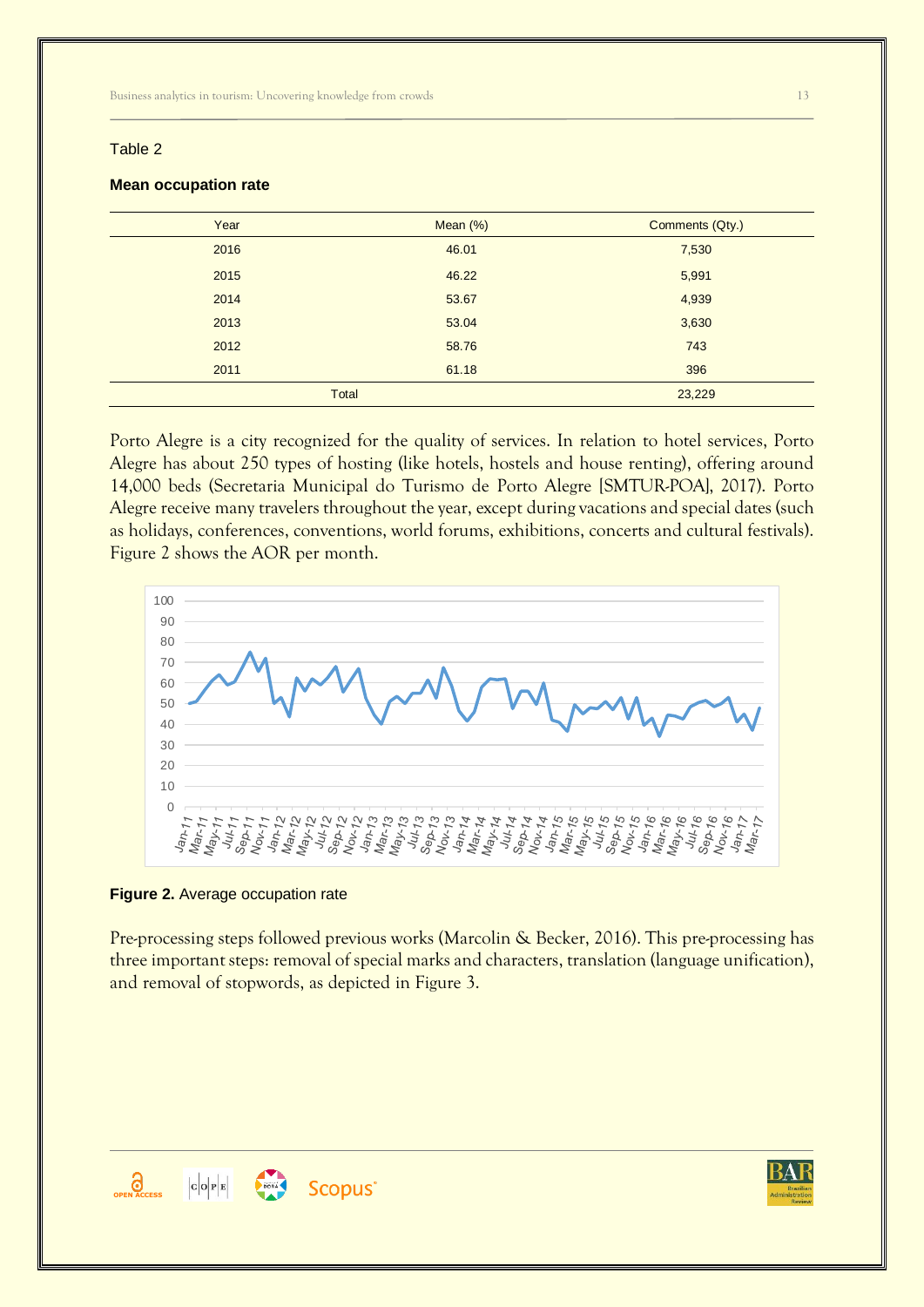Table 2

**Mean occupation rate**

| Year | Mean (%) | Comments (Qty.) |
|---|---|---|
| 2016 | 46.01 | 7,530 |
| 2015 | 46.22 | 5,991 |
| 2014 | 53.67 | 4,939 |
| 2013 | 53.04 | 3,630 |
| 2012 | 58.76 | 743 |
| 2011 | 61.18 | 396 |
| Total | | 23,229 |

Porto Alegre is a city recognized for the quality of services. In relation to hotel services, Porto Alegre has about 250 types of hosting (like hotels, hostels and house renting), offering around 14,000 beds (Secretaria Municipal do Turismo de Porto Alegre [SMTUR-POA], 2017). Porto Alegre receive many travelers throughout the year, except during vacations and special dates (such as holidays, conferences, conventions, world forums, exhibitions, concerts and cultural festivals). Figure 2 shows the AOR per month.

**Figure 2.** Average occupation rate

Pre-processing steps followed previous works (Marcolin & Becker, 2016). This pre-processing has three important steps: removal of special marks and characters, translation (language unification), and removal of stopwords, as depicted in Figure 3.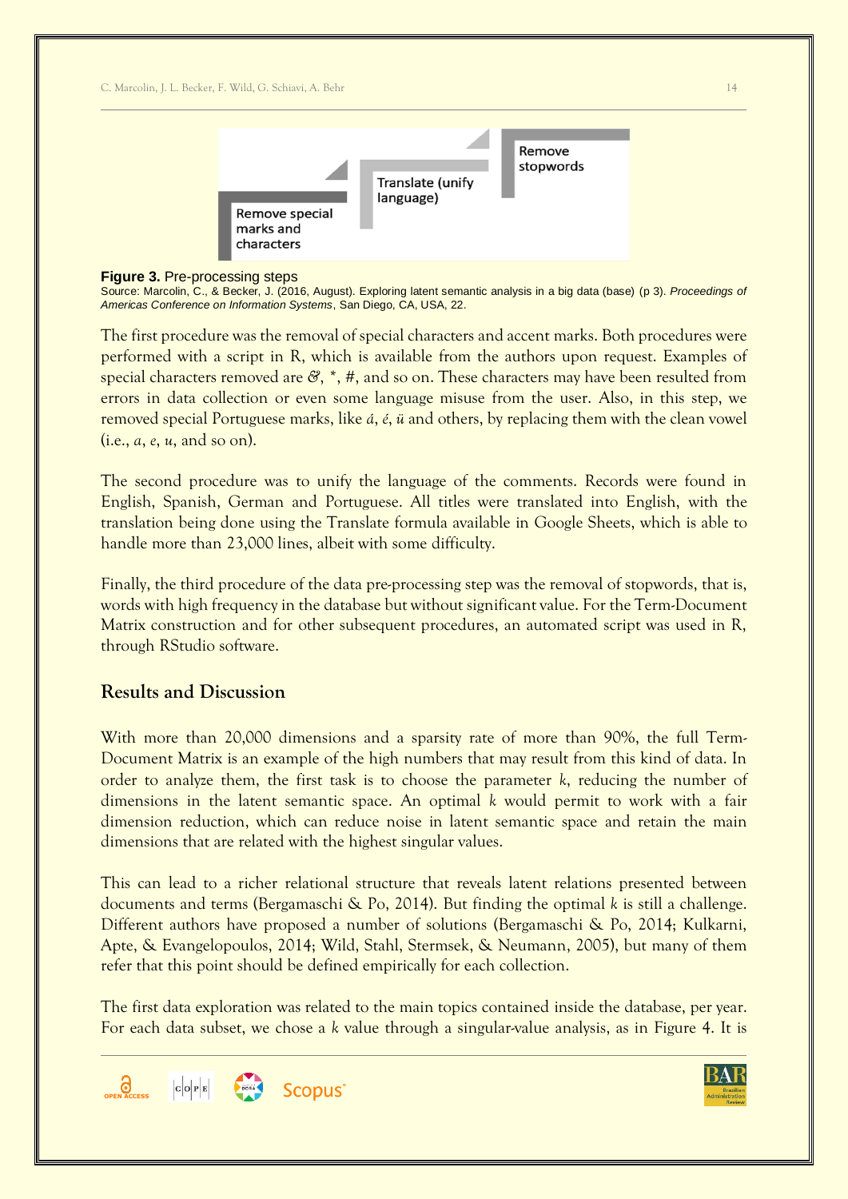Remove special marks and characters

Translate (unify language)

Remove stopwords

**Figure 3.** Pre-processing steps
Source: Marcolin, C., & Becker, J. (2016, August). Exploring latent semantic analysis in a big data (base) (p 3). *Proceedings of Americas Conference on Information Systems*, San Diego, CA, USA, 22.

The first procedure was the removal of special characters and accent marks. Both procedures were performed with a script in R, which is available from the authors upon request. Examples of special characters removed are *&*, *, #, and so on. These characters may have been resulted from errors in data collection or even some language misuse from the user. Also, in this step, we removed special Portuguese marks, like *á*, *é*, *ü* and others, by replacing them with the clean vowel (i.e., *a*, *e*, *u*, and so on).

The second procedure was to unify the language of the comments. Records were found in English, Spanish, German and Portuguese. All titles were translated into English, with the translation being done using the Translate formula available in Google Sheets, which is able to handle more than 23,000 lines, albeit with some difficulty.

Finally, the third procedure of the data pre-processing step was the removal of stopwords, that is, words with high frequency in the database but without significant value. For the Term-Document Matrix construction and for other subsequent procedures, an automated script was used in R, through RStudio software.

## Results and Discussion

With more than 20,000 dimensions and a sparsity rate of more than 90%, the full Term-Document Matrix is an example of the high numbers that may result from this kind of data. In order to analyze them, the first task is to choose the parameter *k*, reducing the number of dimensions in the latent semantic space. An optimal *k* would permit to work with a fair dimension reduction, which can reduce noise in latent semantic space and retain the main dimensions that are related with the highest singular values.

This can lead to a richer relational structure that reveals latent relations presented between documents and terms (Bergamaschi & Po, 2014). But finding the optimal *k* is still a challenge. Different authors have proposed a number of solutions (Bergamaschi & Po, 2014; Kulkarni, Apte, & Evangelopoulos, 2014; Wild, Stahl, Stermsek, & Neumann, 2005), but many of them refer that this point should be defined empirically for each collection.

The first data exploration was related to the main topics contained inside the database, per year. For each data subset, we chose a *k* value through a singular-value analysis, as in Figure 4. It is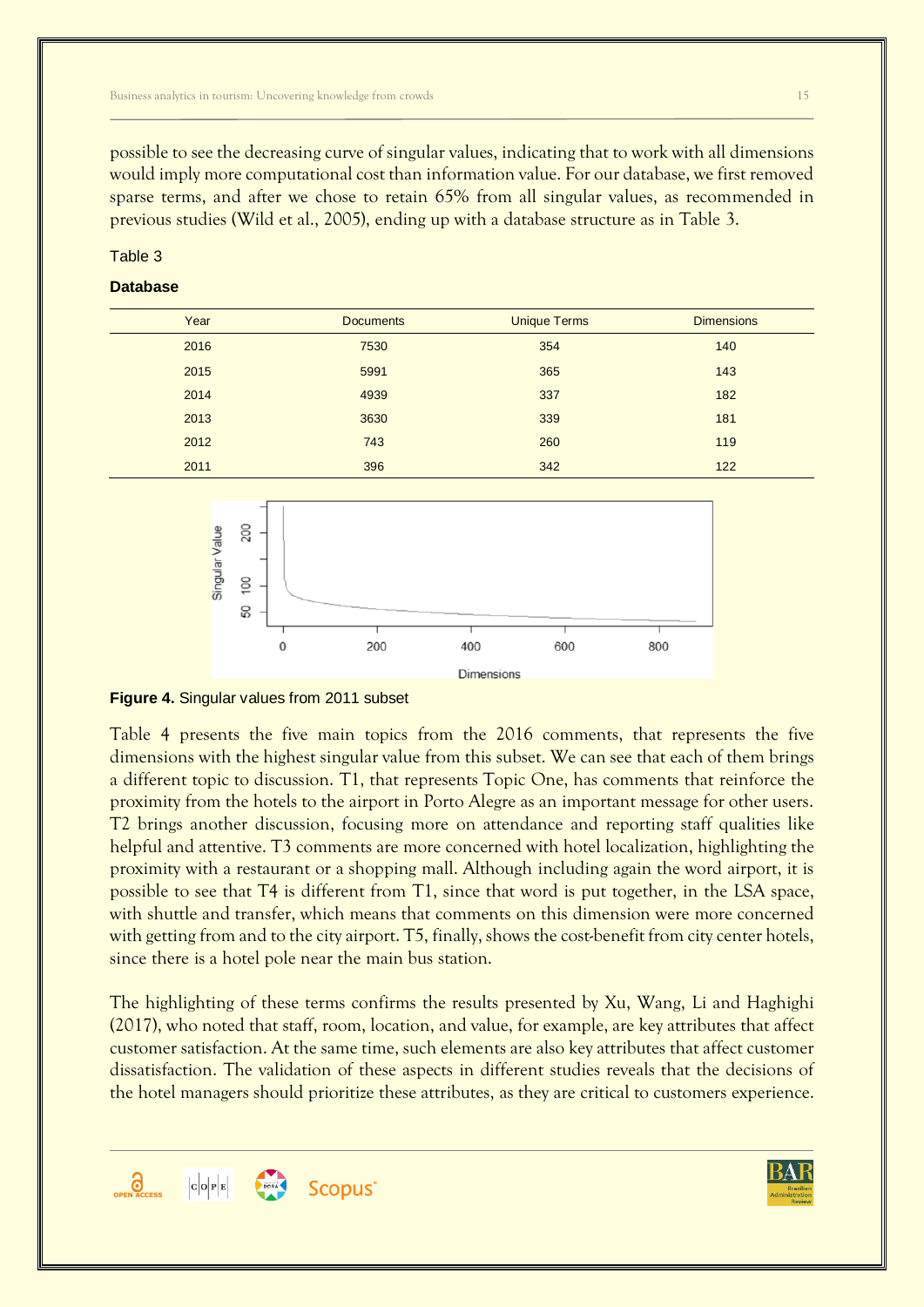possible to see the decreasing curve of singular values, indicating that to work with all dimensions would imply more computational cost than information value. For our database, we first removed sparse terms, and after we chose to retain 65% from all singular values, as recommended in previous studies (Wild et al., 2005), ending up with a database structure as in Table 3.

Table 3

**Database**

| Year | Documents | Unique Terms | Dimensions |
|---|---|---|---|
| 2016 | 7530 | 354 | 140 |
| 2015 | 5991 | 365 | 143 |
| 2014 | 4939 | 337 | 182 |
| 2013 | 3630 | 339 | 181 |
| 2012 | 743 | 260 | 119 |
| 2011 | 396 | 342 | 122 |

**Figure 4.** Singular values from 2011 subset

Table 4 presents the five main topics from the 2016 comments, that represents the five dimensions with the highest singular value from this subset. We can see that each of them brings a different topic to discussion. T1, that represents Topic One, has comments that reinforce the proximity from the hotels to the airport in Porto Alegre as an important message for other users. T2 brings another discussion, focusing more on attendance and reporting staff qualities like helpful and attentive. T3 comments are more concerned with hotel localization, highlighting the proximity with a restaurant or a shopping mall. Although including again the word airport, it is possible to see that T4 is different from T1, since that word is put together, in the LSA space, with shuttle and transfer, which means that comments on this dimension were more concerned with getting from and to the city airport. T5, finally, shows the cost-benefit from city center hotels, since there is a hotel pole near the main bus station.

The highlighting of these terms confirms the results presented by Xu, Wang, Li and Haghighi (2017), who noted that staff, room, location, and value, for example, are key attributes that affect customer satisfaction. At the same time, such elements are also key attributes that affect customer dissatisfaction. The validation of these aspects in different studies reveals that the decisions of the hotel managers should prioritize these attributes, as they are critical to customers experience.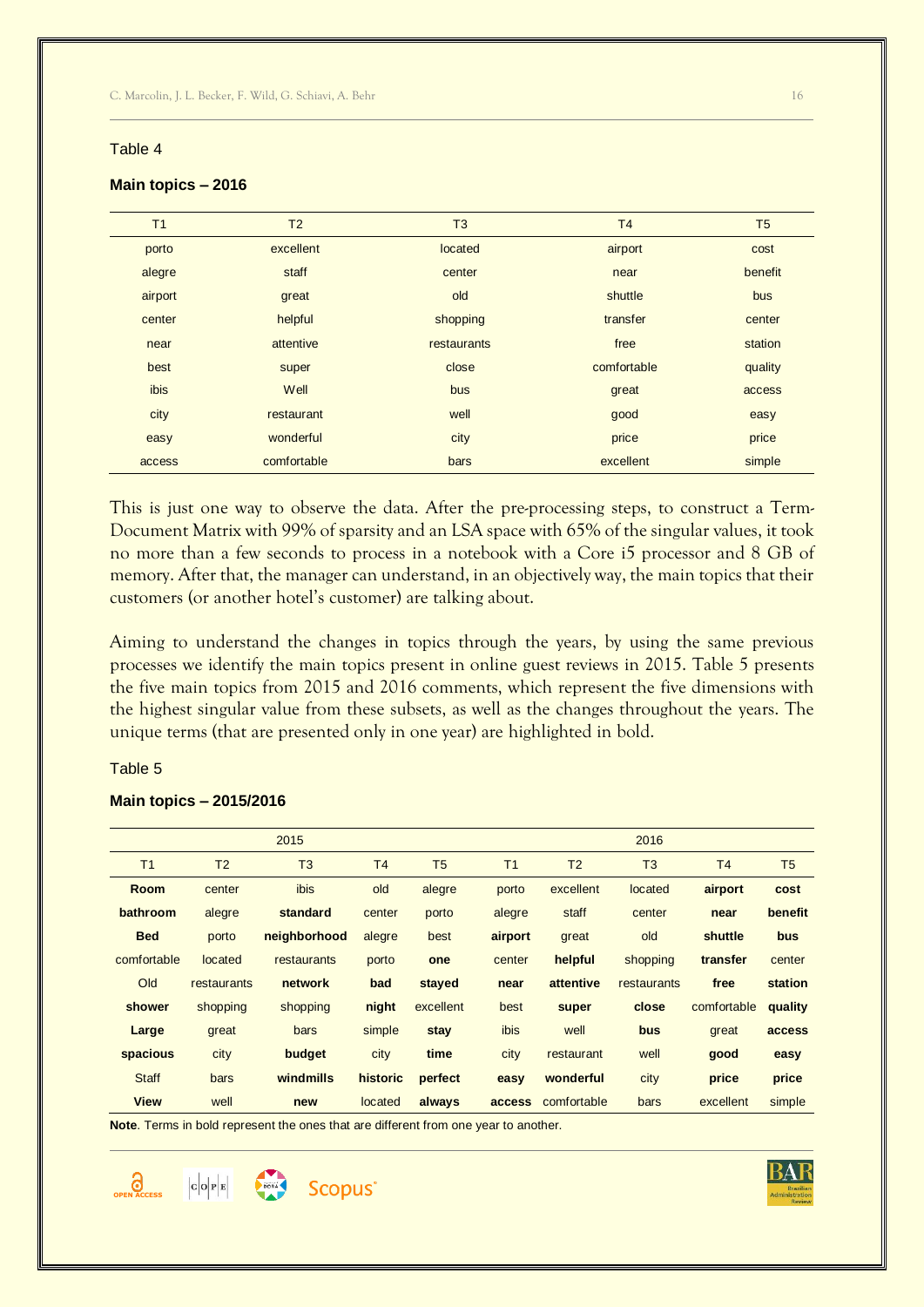Table 4

**Main topics – 2016**

| T1 | T2 | T3 | T4 | T5 |
|---|---|---|---|---|
| porto | excellent | located | airport | cost |
| alegre | staff | center | near | benefit |
| airport | great | old | shuttle | bus |
| center | helpful | shopping | transfer | center |
| near | attentive | restaurants | free | station |
| best | super | close | comfortable | quality |
| ibis | Well | bus | great | access |
| city | restaurant | well | good | easy |
| easy | wonderful | city | price | price |
| access | comfortable | bars | excellent | simple |

This is just one way to observe the data. After the pre-processing steps, to construct a Term-Document Matrix with 99% of sparsity and an LSA space with 65% of the singular values, it took no more than a few seconds to process in a notebook with a Core i5 processor and 8 GB of memory. After that, the manager can understand, in an objectively way, the main topics that their customers (or another hotel's customer) are talking about.

Aiming to understand the changes in topics through the years, by using the same previous processes we identify the main topics present in online guest reviews in 2015. Table 5 presents the five main topics from 2015 and 2016 comments, which represent the five dimensions with the highest singular value from these subsets, as well as the changes throughout the years. The unique terms (that are presented only in one year) are highlighted in bold.

Table 5

**Main topics – 2015/2016**

| 2015 | | | | | 2016 | | | | |
|---|---|---|---|---|---|---|---|---|---|
| T1 | T2 | T3 | T4 | T5 | T1 | T2 | T3 | T4 | T5 |
| **Room** | center | ibis | old | alegre | porto | excellent | located | **airport** | **cost** |
| **bathroom** | alegre | **standard** | center | porto | alegre | staff | center | **near** | **benefit** |
| **Bed** | porto | **neighborhood** | alegre | best | **airport** | great | old | **shuttle** | **bus** |
| comfortable | located | restaurants | porto | **one** | center | **helpful** | shopping | **transfer** | center |
| Old | restaurants | **network** | **bad** | **stayed** | **near** | **attentive** | restaurants | **free** | **station** |
| **shower** | shopping | shopping | **night** | excellent | best | **super** | **close** | comfortable | **quality** |
| **Large** | great | bars | simple | **stay** | ibis | well | **bus** | great | **access** |
| **spacious** | city | **budget** | city | **time** | city | restaurant | well | **good** | **easy** |
| Staff | bars | **windmills** | **historic** | **perfect** | **easy** | **wonderful** | city | **price** | **price** |
| **View** | well | **new** | located | **always** | **access** | comfortable | bars | excellent | simple |

**Note**. Terms in bold represent the ones that are different from one year to another.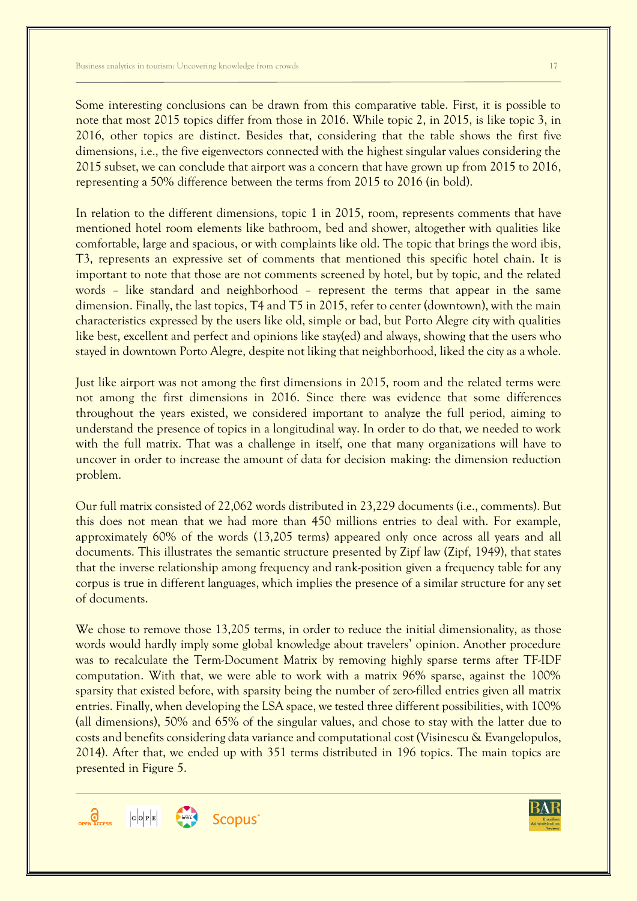Some interesting conclusions can be drawn from this comparative table. First, it is possible to note that most 2015 topics differ from those in 2016. While topic 2, in 2015, is like topic 3, in 2016, other topics are distinct. Besides that, considering that the table shows the first five dimensions, i.e., the five eigenvectors connected with the highest singular values considering the 2015 subset, we can conclude that airport was a concern that have grown up from 2015 to 2016, representing a 50% difference between the terms from 2015 to 2016 (in bold).

In relation to the different dimensions, topic 1 in 2015, room, represents comments that have mentioned hotel room elements like bathroom, bed and shower, altogether with qualities like comfortable, large and spacious, or with complaints like old. The topic that brings the word ibis, T3, represents an expressive set of comments that mentioned this specific hotel chain. It is important to note that those are not comments screened by hotel, but by topic, and the related words – like standard and neighborhood – represent the terms that appear in the same dimension. Finally, the last topics, T4 and T5 in 2015, refer to center (downtown), with the main characteristics expressed by the users like old, simple or bad, but Porto Alegre city with qualities like best, excellent and perfect and opinions like stay(ed) and always, showing that the users who stayed in downtown Porto Alegre, despite not liking that neighborhood, liked the city as a whole.

Just like airport was not among the first dimensions in 2015, room and the related terms were not among the first dimensions in 2016. Since there was evidence that some differences throughout the years existed, we considered important to analyze the full period, aiming to understand the presence of topics in a longitudinal way. In order to do that, we needed to work with the full matrix. That was a challenge in itself, one that many organizations will have to uncover in order to increase the amount of data for decision making: the dimension reduction problem.

Our full matrix consisted of 22,062 words distributed in 23,229 documents (i.e., comments). But this does not mean that we had more than 450 millions entries to deal with. For example, approximately 60% of the words (13,205 terms) appeared only once across all years and all documents. This illustrates the semantic structure presented by Zipf law (Zipf, 1949), that states that the inverse relationship among frequency and rank-position given a frequency table for any corpus is true in different languages, which implies the presence of a similar structure for any set of documents.

We chose to remove those 13,205 terms, in order to reduce the initial dimensionality, as those words would hardly imply some global knowledge about travelers' opinion. Another procedure was to recalculate the Term-Document Matrix by removing highly sparse terms after TF-IDF computation. With that, we were able to work with a matrix 96% sparse, against the 100% sparsity that existed before, with sparsity being the number of zero-filled entries given all matrix entries. Finally, when developing the LSA space, we tested three different possibilities, with 100% (all dimensions), 50% and 65% of the singular values, and chose to stay with the latter due to costs and benefits considering data variance and computational cost (Visinescu & Evangelopulos, 2014). After that, we ended up with 351 terms distributed in 196 topics. The main topics are presented in Figure 5.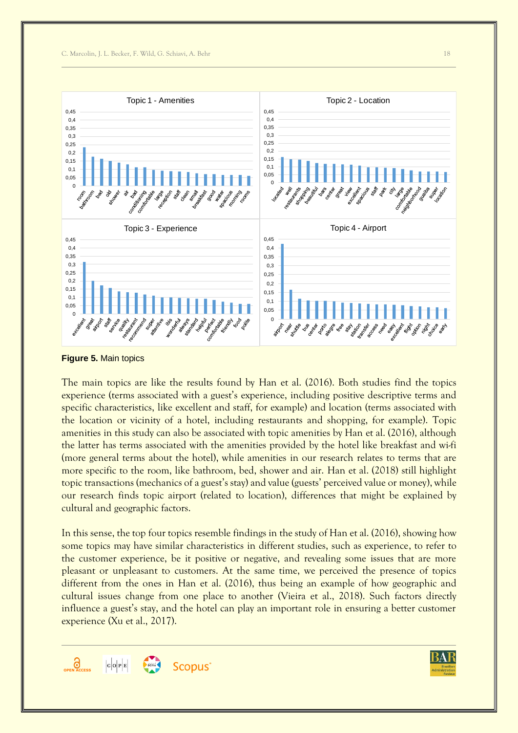**Figure 5.** Main topics

The main topics are like the results found by Han et al. (2016). Both studies find the topics experience (terms associated with a guest's experience, including positive descriptive terms and specific characteristics, like excellent and staff, for example) and location (terms associated with the location or vicinity of a hotel, including restaurants and shopping, for example). Topic amenities in this study can also be associated with topic amenities by Han et al. (2016), although the latter has terms associated with the amenities provided by the hotel like breakfast and wi-fi (more general terms about the hotel), while amenities in our research relates to terms that are more specific to the room, like bathroom, bed, shower and air. Han et al. (2018) still highlight topic transactions (mechanics of a guest's stay) and value (guests' perceived value or money), while our research finds topic airport (related to location), differences that might be explained by cultural and geographic factors.

In this sense, the top four topics resemble findings in the study of Han et al. (2016), showing how some topics may have similar characteristics in different studies, such as experience, to refer to the customer experience, be it positive or negative, and revealing some issues that are more pleasant or unpleasant to customers. At the same time, we perceived the presence of topics different from the ones in Han et al. (2016), thus being an example of how geographic and cultural issues change from one place to another (Vieira et al., 2018). Such factors directly influence a guest's stay, and the hotel can play an important role in ensuring a better customer experience (Xu et al., 2017).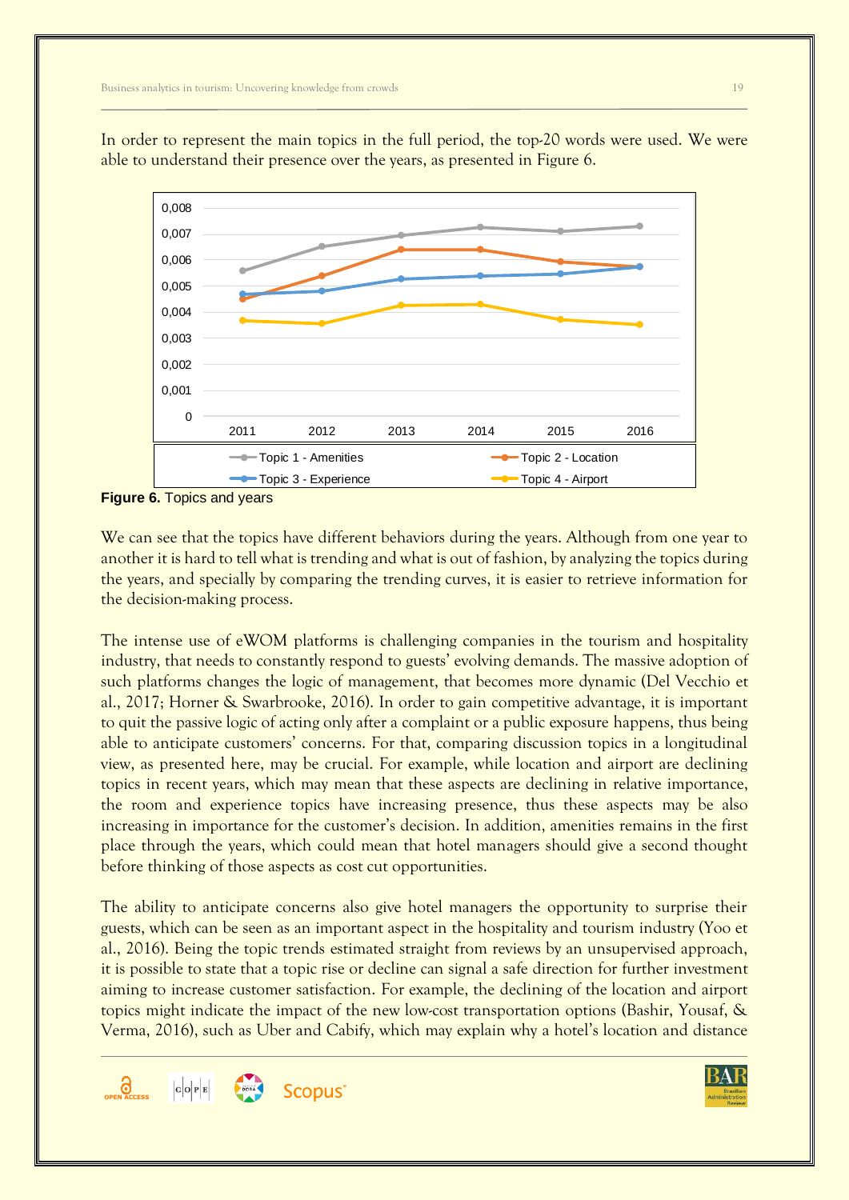In order to represent the main topics in the full period, the top-20 words were used. We were able to understand their presence over the years, as presented in Figure 6.

**Figure 6.** Topics and years

We can see that the topics have different behaviors during the years. Although from one year to another it is hard to tell what is trending and what is out of fashion, by analyzing the topics during the years, and specially by comparing the trending curves, it is easier to retrieve information for the decision-making process.

The intense use of eWOM platforms is challenging companies in the tourism and hospitality industry, that needs to constantly respond to guests' evolving demands. The massive adoption of such platforms changes the logic of management, that becomes more dynamic (Del Vecchio et al., 2017; Horner & Swarbrooke, 2016). In order to gain competitive advantage, it is important to quit the passive logic of acting only after a complaint or a public exposure happens, thus being able to anticipate customers' concerns. For that, comparing discussion topics in a longitudinal view, as presented here, may be crucial. For example, while location and airport are declining topics in recent years, which may mean that these aspects are declining in relative importance, the room and experience topics have increasing presence, thus these aspects may be also increasing in importance for the customer's decision. In addition, amenities remains in the first place through the years, which could mean that hotel managers should give a second thought before thinking of those aspects as cost cut opportunities.

The ability to anticipate concerns also give hotel managers the opportunity to surprise their guests, which can be seen as an important aspect in the hospitality and tourism industry (Yoo et al., 2016). Being the topic trends estimated straight from reviews by an unsupervised approach, it is possible to state that a topic rise or decline can signal a safe direction for further investment aiming to increase customer satisfaction. For example, the declining of the location and airport topics might indicate the impact of the new low-cost transportation options (Bashir, Yousaf, & Verma, 2016), such as Uber and Cabify, which may explain why a hotel's location and distance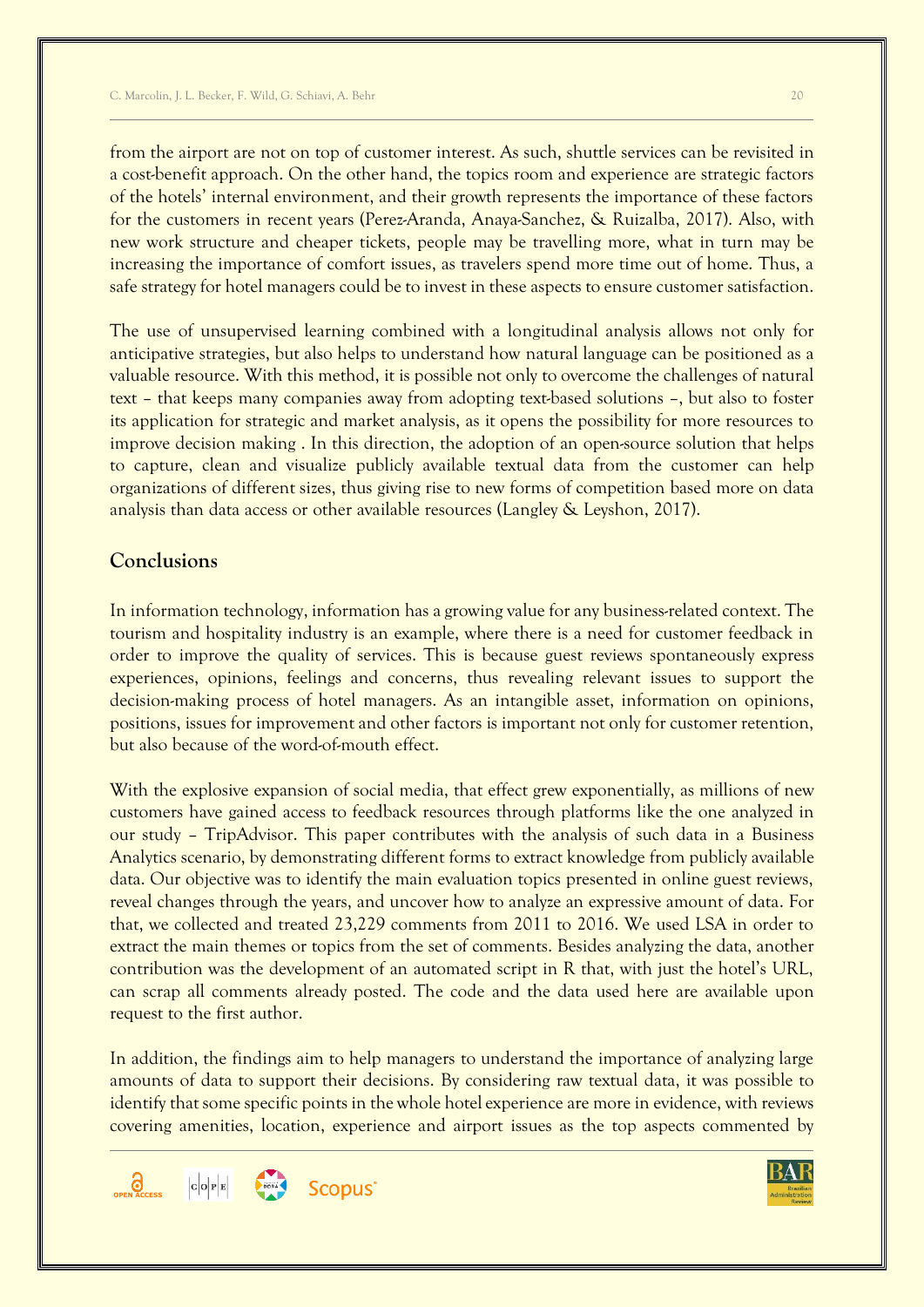from the airport are not on top of customer interest. As such, shuttle services can be revisited in a cost-benefit approach. On the other hand, the topics room and experience are strategic factors of the hotels' internal environment, and their growth represents the importance of these factors for the customers in recent years (Perez-Aranda, Anaya-Sanchez, & Ruizalba, 2017). Also, with new work structure and cheaper tickets, people may be travelling more, what in turn may be increasing the importance of comfort issues, as travelers spend more time out of home. Thus, a safe strategy for hotel managers could be to invest in these aspects to ensure customer satisfaction.

The use of unsupervised learning combined with a longitudinal analysis allows not only for anticipative strategies, but also helps to understand how natural language can be positioned as a valuable resource. With this method, it is possible not only to overcome the challenges of natural text – that keeps many companies away from adopting text-based solutions –, but also to foster its application for strategic and market analysis, as it opens the possibility for more resources to improve decision making . In this direction, the adoption of an open-source solution that helps to capture, clean and visualize publicly available textual data from the customer can help organizations of different sizes, thus giving rise to new forms of competition based more on data analysis than data access or other available resources (Langley & Leyshon, 2017).

## Conclusions

In information technology, information has a growing value for any business-related context. The tourism and hospitality industry is an example, where there is a need for customer feedback in order to improve the quality of services. This is because guest reviews spontaneously express experiences, opinions, feelings and concerns, thus revealing relevant issues to support the decision-making process of hotel managers. As an intangible asset, information on opinions, positions, issues for improvement and other factors is important not only for customer retention, but also because of the word-of-mouth effect.

With the explosive expansion of social media, that effect grew exponentially, as millions of new customers have gained access to feedback resources through platforms like the one analyzed in our study – TripAdvisor. This paper contributes with the analysis of such data in a Business Analytics scenario, by demonstrating different forms to extract knowledge from publicly available data. Our objective was to identify the main evaluation topics presented in online guest reviews, reveal changes through the years, and uncover how to analyze an expressive amount of data. For that, we collected and treated 23,229 comments from 2011 to 2016. We used LSA in order to extract the main themes or topics from the set of comments. Besides analyzing the data, another contribution was the development of an automated script in R that, with just the hotel's URL, can scrap all comments already posted. The code and the data used here are available upon request to the first author.

In addition, the findings aim to help managers to understand the importance of analyzing large amounts of data to support their decisions. By considering raw textual data, it was possible to identify that some specific points in the whole hotel experience are more in evidence, with reviews covering amenities, location, experience and airport issues as the top aspects commented by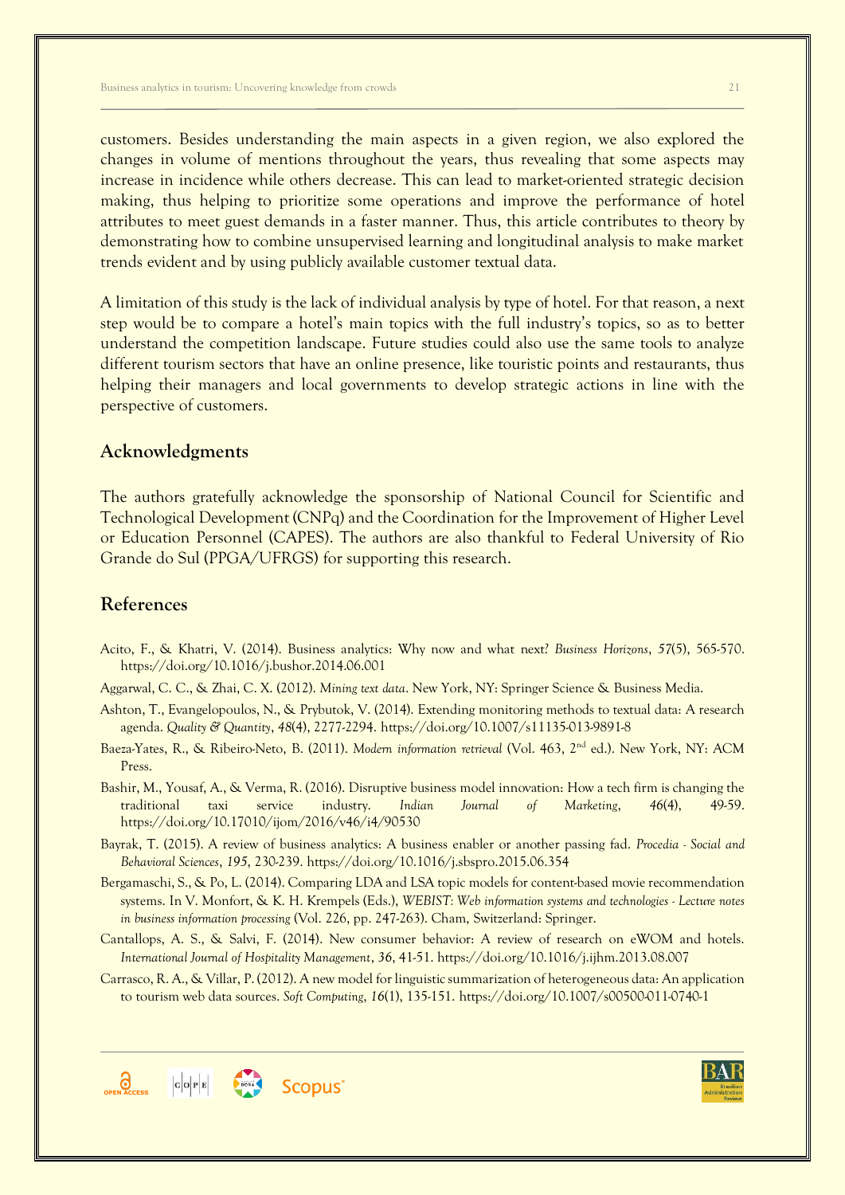customers. Besides understanding the main aspects in a given region, we also explored the changes in volume of mentions throughout the years, thus revealing that some aspects may increase in incidence while others decrease. This can lead to market-oriented strategic decision making, thus helping to prioritize some operations and improve the performance of hotel attributes to meet guest demands in a faster manner. Thus, this article contributes to theory by demonstrating how to combine unsupervised learning and longitudinal analysis to make market trends evident and by using publicly available customer textual data.

A limitation of this study is the lack of individual analysis by type of hotel. For that reason, a next step would be to compare a hotel's main topics with the full industry's topics, so as to better understand the competition landscape. Future studies could also use the same tools to analyze different tourism sectors that have an online presence, like touristic points and restaurants, thus helping their managers and local governments to develop strategic actions in line with the perspective of customers.

## Acknowledgments

The authors gratefully acknowledge the sponsorship of National Council for Scientific and Technological Development (CNPq) and the Coordination for the Improvement of Higher Level or Education Personnel (CAPES). The authors are also thankful to Federal University of Rio Grande do Sul (PPGA/UFRGS) for supporting this research.

## References

Acito, F., & Khatri, V. (2014). Business analytics: Why now and what next? *Business Horizons*, *57*(5), 565-570. https://doi.org/10.1016/j.bushor.2014.06.001

Aggarwal, C. C., & Zhai, C. X. (2012). *Mining text data*. New York, NY: Springer Science & Business Media.

Ashton, T., Evangelopoulos, N., & Prybutok, V. (2014). Extending monitoring methods to textual data: A research agenda. *Quality & Quantity*, *48*(4), 2277-2294. https://doi.org/10.1007/s11135-013-9891-8

Baeza-Yates, R., & Ribeiro-Neto, B. (2011). *Modern information retrieval* (Vol. 463, 2nd ed.). New York, NY: ACM Press.

Bashir, M., Yousaf, A., & Verma, R. (2016). Disruptive business model innovation: How a tech firm is changing the traditional taxi service industry. *Indian Journal of Marketing*, *46*(4), 49-59. https://doi.org/10.17010/ijom/2016/v46/i4/90530

Bayrak, T. (2015). A review of business analytics: A business enabler or another passing fad. *Procedia - Social and Behavioral Sciences*, *195*, 230-239. https://doi.org/10.1016/j.sbspro.2015.06.354

Bergamaschi, S., & Po, L. (2014). Comparing LDA and LSA topic models for content-based movie recommendation systems. In V. Monfort, & K. H. Krempels (Eds.), *WEBIST: Web information systems and technologies - Lecture notes in business information processing* (Vol. 226, pp. 247-263). Cham, Switzerland: Springer.

Cantallops, A. S., & Salvi, F. (2014). New consumer behavior: A review of research on eWOM and hotels. *International Journal of Hospitality Management*, *36*, 41-51. https://doi.org/10.1016/j.ijhm.2013.08.007

Carrasco, R. A., & Villar, P. (2012). A new model for linguistic summarization of heterogeneous data: An application to tourism web data sources. *Soft Computing*, *16*(1), 135-151. https://doi.org/10.1007/s00500-011-0740-1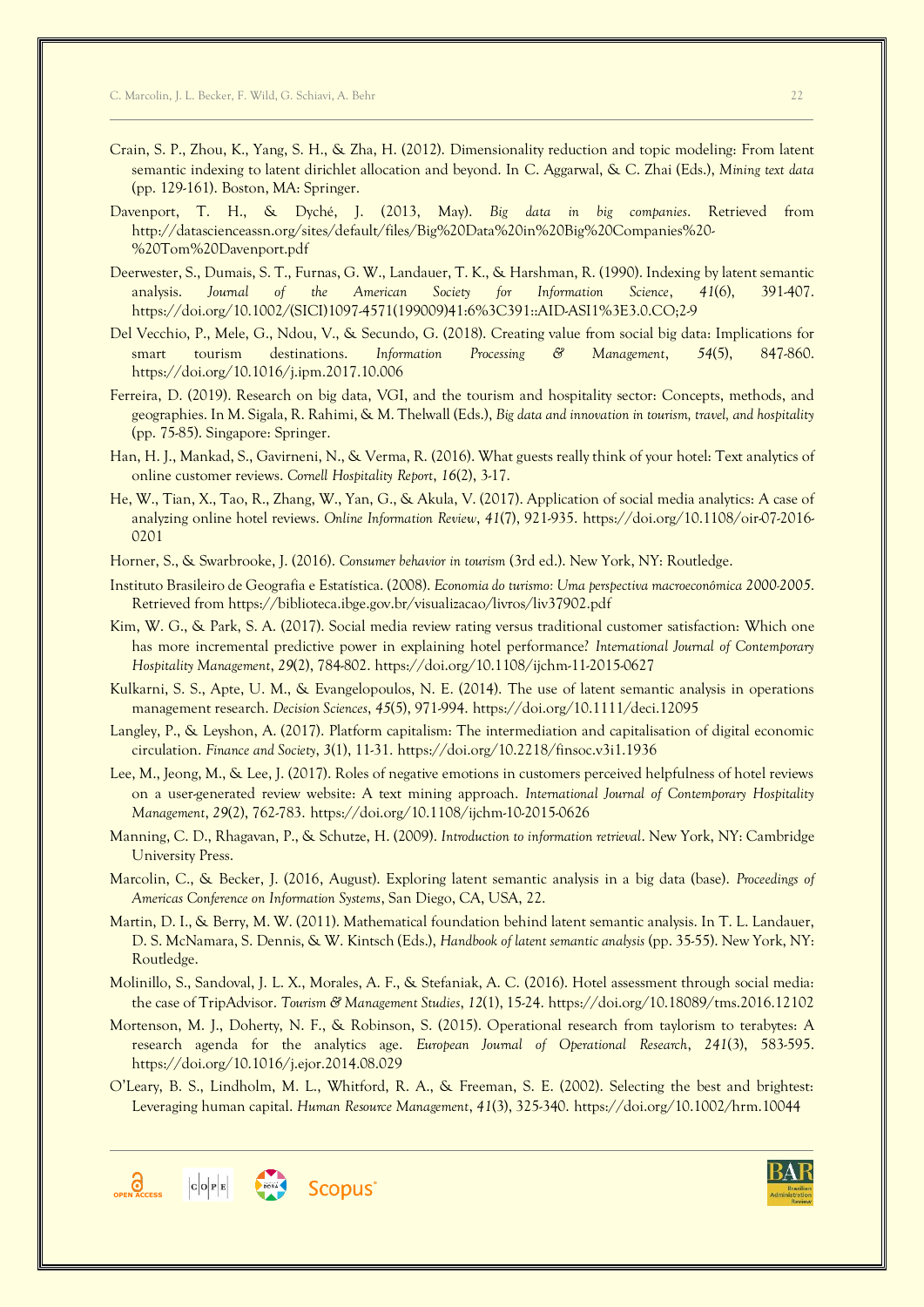Crain, S. P., Zhou, K., Yang, S. H., & Zha, H. (2012). Dimensionality reduction and topic modeling: From latent semantic indexing to latent dirichlet allocation and beyond. In C. Aggarwal, & C. Zhai (Eds.), *Mining text data* (pp. 129-161). Boston, MA: Springer.

Davenport, T. H., & Dyché, J. (2013, May). *Big data in big companies*. Retrieved from http://datascienceassn.org/sites/default/files/Big%20Data%20in%20Big%20Companies%20-%20Tom%20Davenport.pdf

Deerwester, S., Dumais, S. T., Furnas, G. W., Landauer, T. K., & Harshman, R. (1990). Indexing by latent semantic analysis. *Journal of the American Society for Information Science*, *41*(6), 391-407. https://doi.org/10.1002/(SICI)1097-4571(199009)41:6%3C391::AID-ASI1%3E3.0.CO;2-9

Del Vecchio, P., Mele, G., Ndou, V., & Secundo, G. (2018). Creating value from social big data: Implications for smart tourism destinations. *Information Processing & Management*, *54*(5), 847-860. https://doi.org/10.1016/j.ipm.2017.10.006

Ferreira, D. (2019). Research on big data, VGI, and the tourism and hospitality sector: Concepts, methods, and geographies. In M. Sigala, R. Rahimi, & M. Thelwall (Eds.), *Big data and innovation in tourism, travel, and hospitality* (pp. 75-85). Singapore: Springer.

Han, H. J., Mankad, S., Gavirneni, N., & Verma, R. (2016). What guests really think of your hotel: Text analytics of online customer reviews. *Cornell Hospitality Report*, *16*(2), 3-17.

He, W., Tian, X., Tao, R., Zhang, W., Yan, G., & Akula, V. (2017). Application of social media analytics: A case of analyzing online hotel reviews. *Online Information Review*, *41*(7), 921-935. https://doi.org/10.1108/oir-07-2016-0201

Horner, S., & Swarbrooke, J. (2016). *Consumer behavior in tourism* (3rd ed.). New York, NY: Routledge.

Instituto Brasileiro de Geografia e Estatística. (2008). *Economia do turismo: Uma perspectiva macroeconômica 2000-2005*. Retrieved from https://biblioteca.ibge.gov.br/visualizacao/livros/liv37902.pdf

Kim, W. G., & Park, S. A. (2017). Social media review rating versus traditional customer satisfaction: Which one has more incremental predictive power in explaining hotel performance? *International Journal of Contemporary Hospitality Management*, *29*(2), 784-802. https://doi.org/10.1108/ijchm-11-2015-0627

Kulkarni, S. S., Apte, U. M., & Evangelopoulos, N. E. (2014). The use of latent semantic analysis in operations management research. *Decision Sciences*, *45*(5), 971-994. https://doi.org/10.1111/deci.12095

Langley, P., & Leyshon, A. (2017). Platform capitalism: The intermediation and capitalisation of digital economic circulation. *Finance and Society*, *3*(1), 11-31. https://doi.org/10.2218/finsoc.v3i1.1936

Lee, M., Jeong, M., & Lee, J. (2017). Roles of negative emotions in customers perceived helpfulness of hotel reviews on a user-generated review website: A text mining approach. *International Journal of Contemporary Hospitality Management*, *29*(2), 762-783. https://doi.org/10.1108/ijchm-10-2015-0626

Manning, C. D., Rhagavan, P., & Schutze, H. (2009). *Introduction to information retrieval*. New York, NY: Cambridge University Press.

Marcolin, C., & Becker, J. (2016, August). Exploring latent semantic analysis in a big data (base). *Proceedings of Americas Conference on Information Systems*, San Diego, CA, USA, 22.

Martin, D. I., & Berry, M. W. (2011). Mathematical foundation behind latent semantic analysis. In T. L. Landauer, D. S. McNamara, S. Dennis, & W. Kintsch (Eds.), *Handbook of latent semantic analysis* (pp. 35-55). New York, NY: Routledge.

Molinillo, S., Sandoval, J. L. X., Morales, A. F., & Stefaniak, A. C. (2016). Hotel assessment through social media: the case of TripAdvisor. *Tourism & Management Studies*, *12*(1), 15-24. https://doi.org/10.18089/tms.2016.12102

Mortenson, M. J., Doherty, N. F., & Robinson, S. (2015). Operational research from taylorism to terabytes: A research agenda for the analytics age. *European Journal of Operational Research*, *241*(3), 583-595. https://doi.org/10.1016/j.ejor.2014.08.029

O'Leary, B. S., Lindholm, M. L., Whitford, R. A., & Freeman, S. E. (2002). Selecting the best and brightest: Leveraging human capital. *Human Resource Management*, *41*(3), 325-340. https://doi.org/10.1002/hrm.10044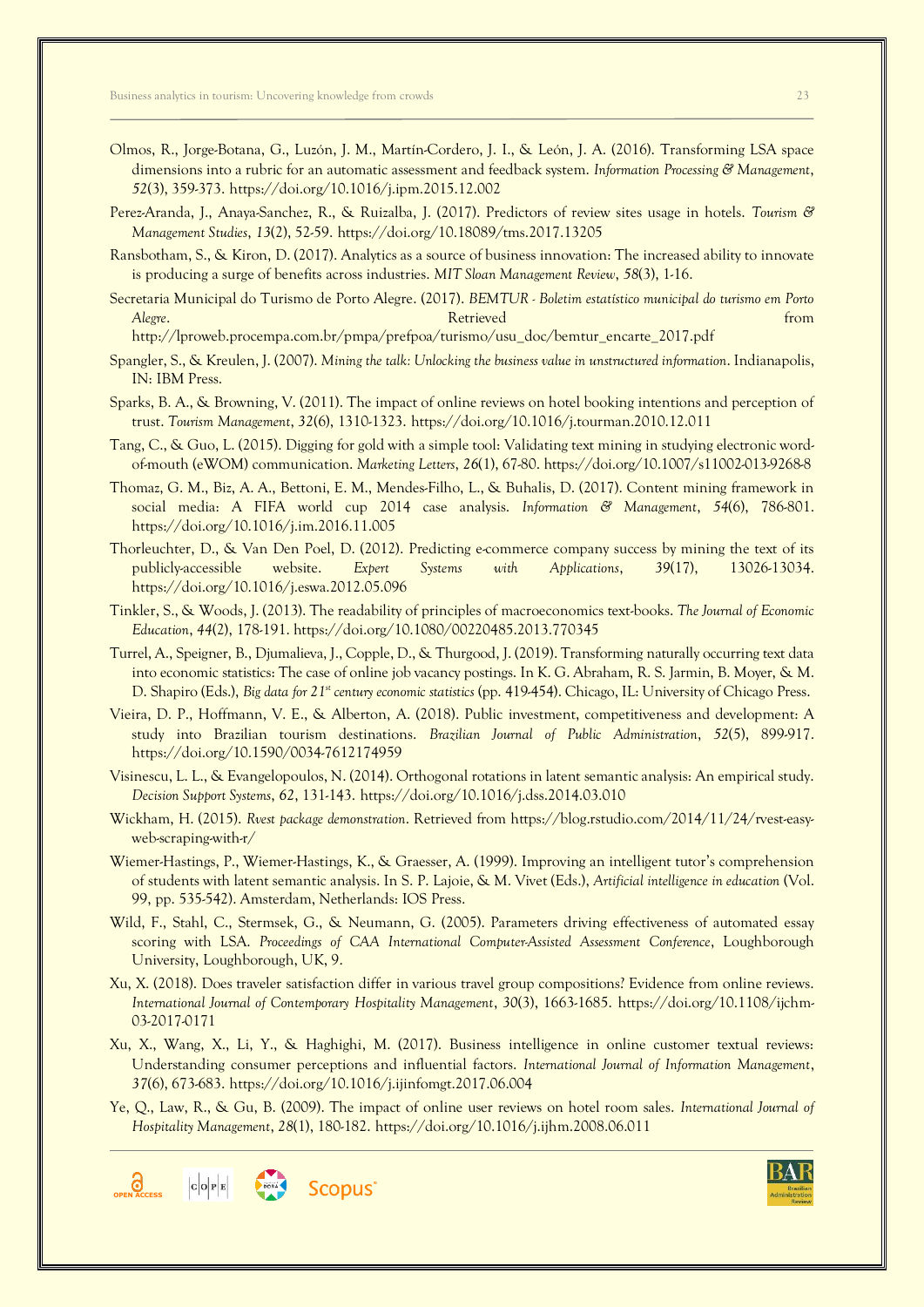Olmos, R., Jorge-Botana, G., Luzón, J. M., Martín-Cordero, J. I., & León, J. A. (2016). Transforming LSA space dimensions into a rubric for an automatic assessment and feedback system. *Information Processing & Management*, *52*(3), 359-373. https://doi.org/10.1016/j.ipm.2015.12.002

Perez-Aranda, J., Anaya-Sanchez, R., & Ruizalba, J. (2017). Predictors of review sites usage in hotels. *Tourism & Management Studies*, *13*(2), 52-59. https://doi.org/10.18089/tms.2017.13205

Ransbotham, S., & Kiron, D. (2017). Analytics as a source of business innovation: The increased ability to innovate is producing a surge of benefits across industries. *MIT Sloan Management Review*, *58*(3), 1-16.

Secretaria Municipal do Turismo de Porto Alegre. (2017). *BEMTUR - Boletim estatístico municipal do turismo em Porto Alegre*. Retrieved from http://lproweb.procempa.com.br/pmpa/prefpoa/turismo/usu_doc/bemtur_encarte_2017.pdf

Spangler, S., & Kreulen, J. (2007). *Mining the talk: Unlocking the business value in unstructured information*. Indianapolis, IN: IBM Press.

Sparks, B. A., & Browning, V. (2011). The impact of online reviews on hotel booking intentions and perception of trust. *Tourism Management*, *32*(6), 1310-1323. https://doi.org/10.1016/j.tourman.2010.12.011

Tang, C., & Guo, L. (2015). Digging for gold with a simple tool: Validating text mining in studying electronic word-of-mouth (eWOM) communication. *Marketing Letters*, *26*(1), 67-80. https://doi.org/10.1007/s11002-013-9268-8

Thomaz, G. M., Biz, A. A., Bettoni, E. M., Mendes-Filho, L., & Buhalis, D. (2017). Content mining framework in social media: A FIFA world cup 2014 case analysis. *Information & Management*, *54*(6), 786-801. https://doi.org/10.1016/j.im.2016.11.005

Thorleuchter, D., & Van Den Poel, D. (2012). Predicting e-commerce company success by mining the text of its publicly-accessible website. *Expert Systems with Applications*, *39*(17), 13026-13034. https://doi.org/10.1016/j.eswa.2012.05.096

Tinkler, S., & Woods, J. (2013). The readability of principles of macroeconomics text-books. *The Journal of Economic Education*, *44*(2), 178-191. https://doi.org/10.1080/00220485.2013.770345

Turrel, A., Speigner, B., Djumalieva, J., Copple, D., & Thurgood, J. (2019). Transforming naturally occurring text data into economic statistics: The case of online job vacancy postings. In K. G. Abraham, R. S. Jarmin, B. Moyer, & M. D. Shapiro (Eds.), *Big data for 21st century economic statistics* (pp. 419-454). Chicago, IL: University of Chicago Press.

Vieira, D. P., Hoffmann, V. E., & Alberton, A. (2018). Public investment, competitiveness and development: A study into Brazilian tourism destinations. *Brazilian Journal of Public Administration*, *52*(5), 899-917. https://doi.org/10.1590/0034-7612174959

Visinescu, L. L., & Evangelopoulos, N. (2014). Orthogonal rotations in latent semantic analysis: An empirical study. *Decision Support Systems*, *62*, 131-143. https://doi.org/10.1016/j.dss.2014.03.010

Wickham, H. (2015). *Rvest package demonstration*. Retrieved from https://blog.rstudio.com/2014/11/24/rvest-easy-web-scraping-with-r/

Wiemer-Hastings, P., Wiemer-Hastings, K., & Graesser, A. (1999). Improving an intelligent tutor's comprehension of students with latent semantic analysis. In S. P. Lajoie, & M. Vivet (Eds.), *Artificial intelligence in education* (Vol. 99, pp. 535-542). Amsterdam, Netherlands: IOS Press.

Wild, F., Stahl, C., Stermsek, G., & Neumann, G. (2005). Parameters driving effectiveness of automated essay scoring with LSA. *Proceedings of CAA International Computer-Assisted Assessment Conference*, Loughborough University, Loughborough, UK, 9.

Xu, X. (2018). Does traveler satisfaction differ in various travel group compositions? Evidence from online reviews. *International Journal of Contemporary Hospitality Management*, *30*(3), 1663-1685. https://doi.org/10.1108/ijchm-03-2017-0171

Xu, X., Wang, X., Li, Y., & Haghighi, M. (2017). Business intelligence in online customer textual reviews: Understanding consumer perceptions and influential factors. *International Journal of Information Management*, *37*(6), 673-683. https://doi.org/10.1016/j.ijinfomgt.2017.06.004

Ye, Q., Law, R., & Gu, B. (2009). The impact of online user reviews on hotel room sales. *International Journal of Hospitality Management*, *28*(1), 180-182. https://doi.org/10.1016/j.ijhm.2008.06.011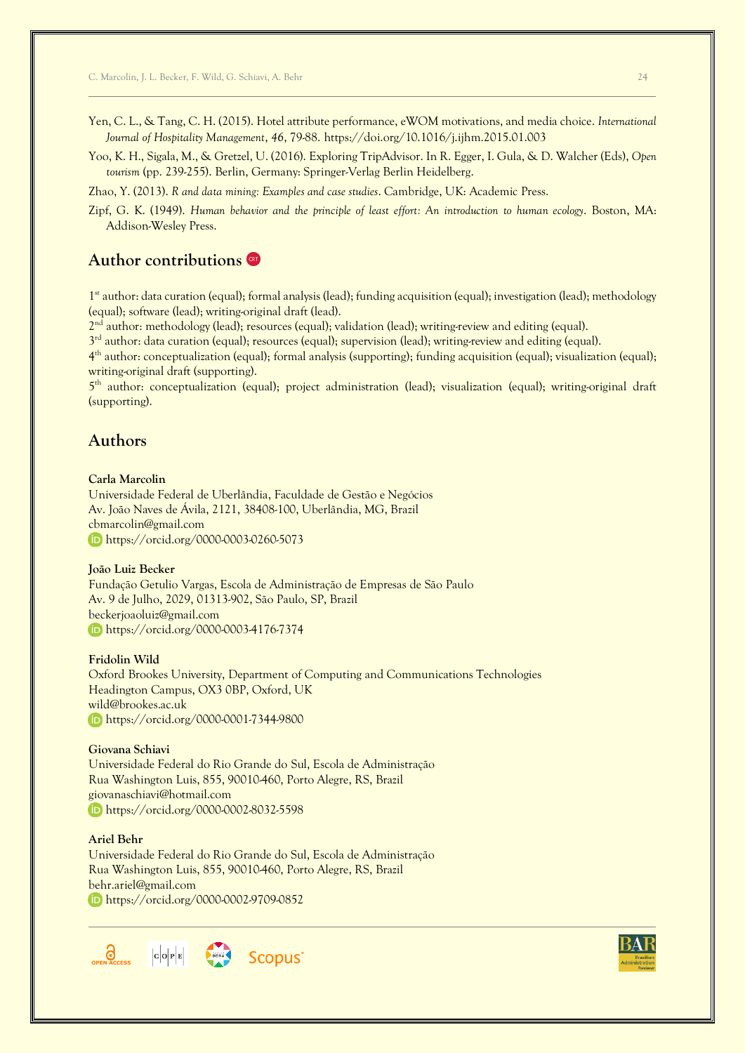Yen, C. L., & Tang, C. H. (2015). Hotel attribute performance, eWOM motivations, and media choice. *International Journal of Hospitality Management*, *46*, 79-88. https://doi.org/10.1016/j.ijhm.2015.01.003

Yoo, K. H., Sigala, M., & Gretzel, U. (2016). Exploring TripAdvisor. In R. Egger, I. Gula, & D. Walcher (Eds), *Open tourism* (pp. 239-255). Berlin, Germany: Springer-Verlag Berlin Heidelberg.

Zhao, Y. (2013). *R and data mining: Examples and case studies*. Cambridge, UK: Academic Press.

Zipf, G. K. (1949). *Human behavior and the principle of least effort: An introduction to human ecology*. Boston, MA: Addison-Wesley Press.

## Author contributions

1st author: data curation (equal); formal analysis (lead); funding acquisition (equal); investigation (lead); methodology (equal); software (lead); writing-original draft (lead).
2nd author: methodology (lead); resources (equal); validation (lead); writing-review and editing (equal).
3rd author: data curation (equal); resources (equal); supervision (lead); writing-review and editing (equal).
4th author: conceptualization (equal); formal analysis (supporting); funding acquisition (equal); visualization (equal); writing-original draft (supporting).
5th author: conceptualization (equal); project administration (lead); visualization (equal); writing-original draft (supporting).

## Authors

**Carla Marcolin**
Universidade Federal de Uberlândia, Faculdade de Gestão e Negócios
Av. João Naves de Ávila, 2121, 38408-100, Uberlândia, MG, Brazil
cbmarcolin@gmail.com
https://orcid.org/0000-0003-0260-5073

**João Luiz Becker**
Fundação Getulio Vargas, Escola de Administração de Empresas de São Paulo
Av. 9 de Julho, 2029, 01313-902, São Paulo, SP, Brazil
beckerjoaoluiz@gmail.com
https://orcid.org/0000-0003-4176-7374

**Fridolin Wild**
Oxford Brookes University, Department of Computing and Communications Technologies
Headington Campus, OX3 0BP, Oxford, UK
wild@brookes.ac.uk
https://orcid.org/0000-0001-7344-9800

**Giovana Schiavi**
Universidade Federal do Rio Grande do Sul, Escola de Administração
Rua Washington Luis, 855, 90010-460, Porto Alegre, RS, Brazil
giovanaschiavi@hotmail.com
https://orcid.org/0000-0002-8032-5598

**Ariel Behr**
Universidade Federal do Rio Grande do Sul, Escola de Administração
Rua Washington Luis, 855, 90010-460, Porto Alegre, RS, Brazil
behr.ariel@gmail.com
https://orcid.org/0000-0002-9709-0852